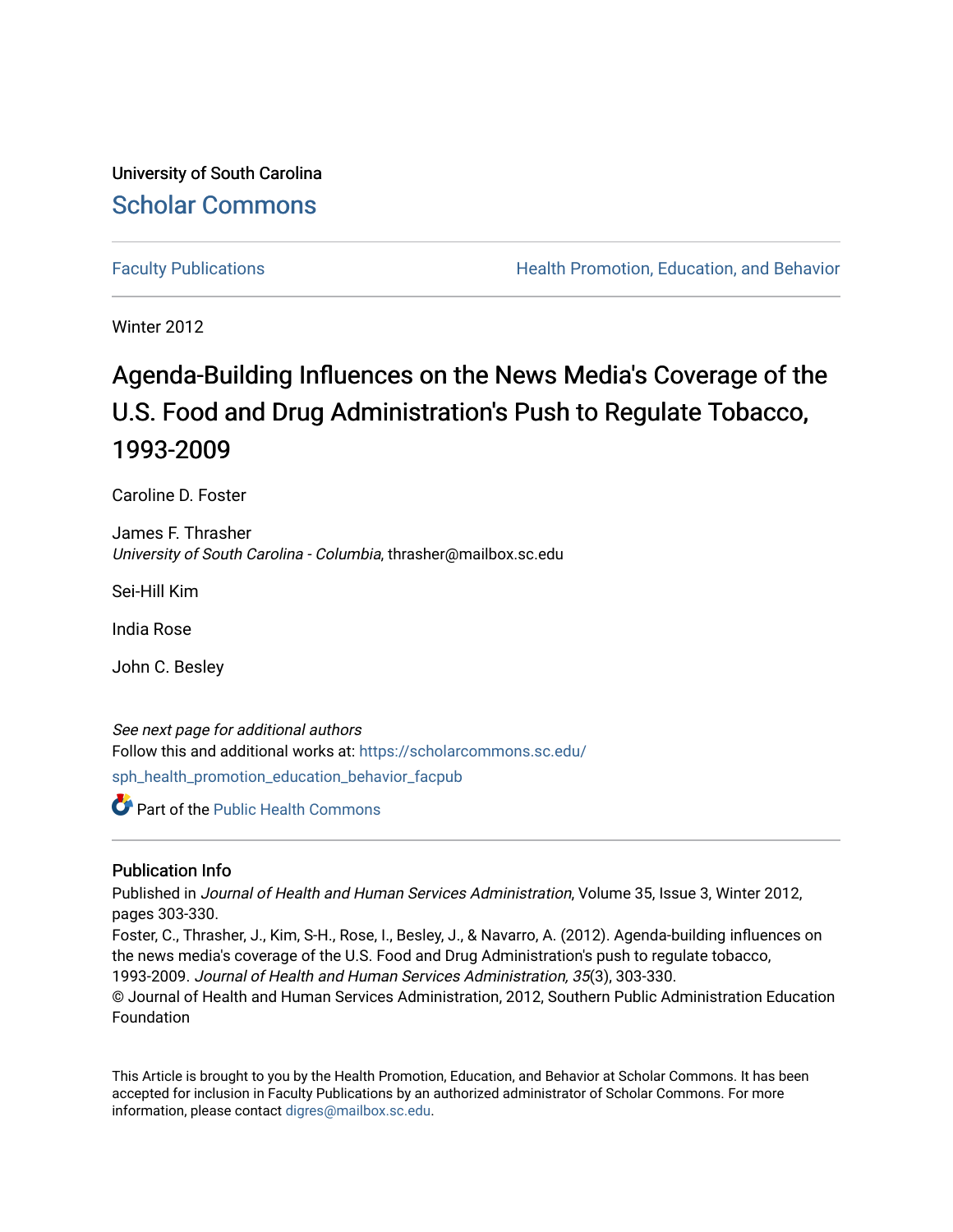University of South Carolina

Scholar Commons

Faculty Publications

Health Promotion, Education, and Behavior

Winter 2012

# Agenda-Building Influences on the News Media's Coverage of the U.S. Food and Drug Administration's Push to Regulate Tobacco, 1993-2009

Caroline D. Foster

James F. Thrasher
*University of South Carolina - Columbia*, thrasher@mailbox.sc.edu

Sei-Hill Kim

India Rose

John C. Besley

*See next page for additional authors*

Follow this and additional works at: https://scholarcommons.sc.edu/sph_health_promotion_education_behavior_facpub

Part of the Public Health Commons

## Publication Info

Published in *Journal of Health and Human Services Administration*, Volume 35, Issue 3, Winter 2012, pages 303-330.

Foster, C., Thrasher, J., Kim, S-H., Rose, I., Besley, J., & Navarro, A. (2012). Agenda-building influences on the news media's coverage of the U.S. Food and Drug Administration's push to regulate tobacco, 1993-2009. *Journal of Health and Human Services Administration, 35*(3), 303-330.

© Journal of Health and Human Services Administration, 2012, Southern Public Administration Education Foundation

This Article is brought to you by the Health Promotion, Education, and Behavior at Scholar Commons. It has been accepted for inclusion in Faculty Publications by an authorized administrator of Scholar Commons. For more information, please contact digres@mailbox.sc.edu.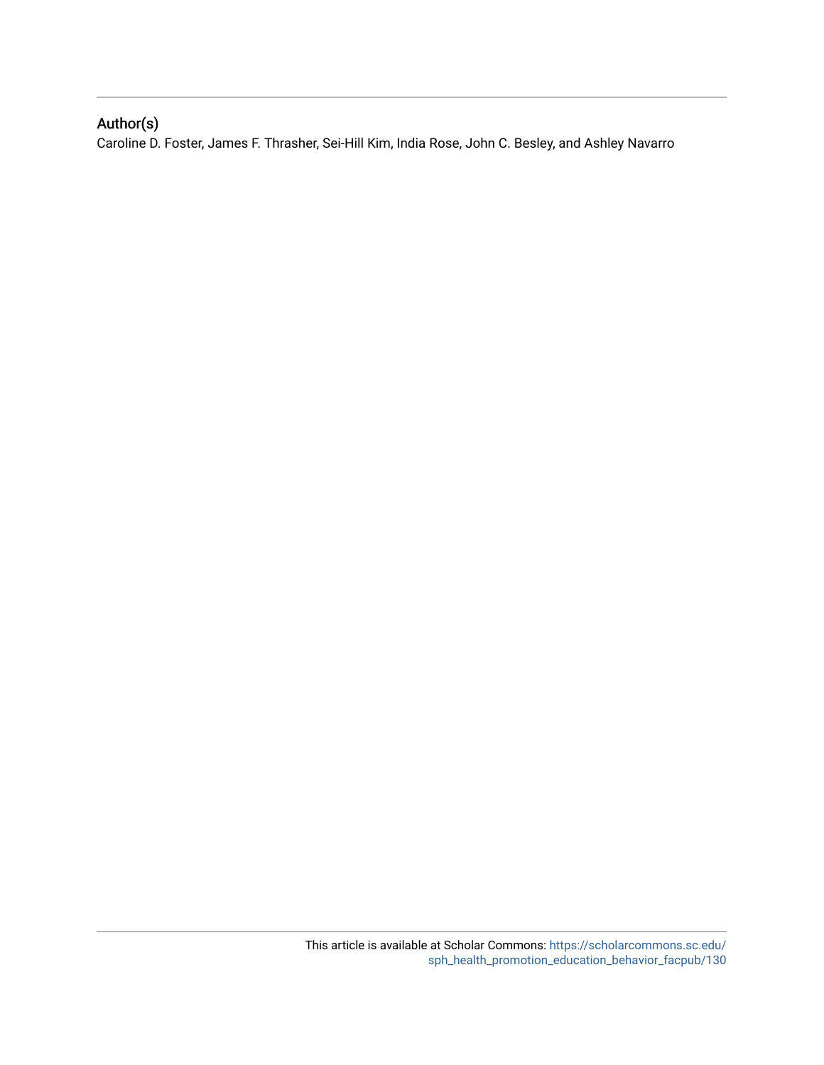## Author(s)

Caroline D. Foster, James F. Thrasher, Sei-Hill Kim, India Rose, John C. Besley, and Ashley Navarro

This article is available at Scholar Commons: https://scholarcommons.sc.edu/sph_health_promotion_education_behavior_facpub/130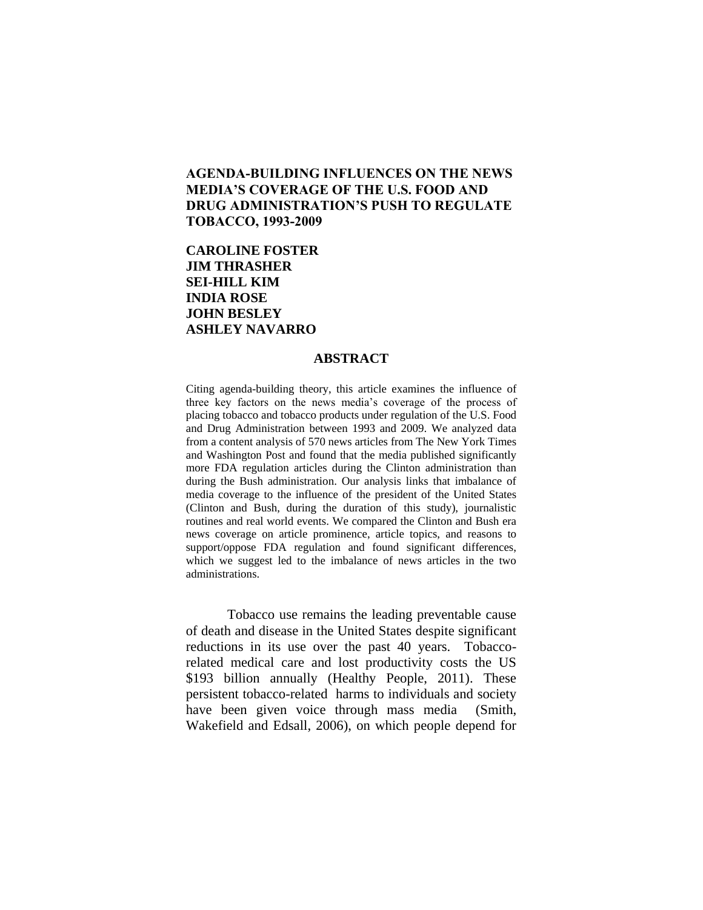# AGENDA-BUILDING INFLUENCES ON THE NEWS MEDIA'S COVERAGE OF THE U.S. FOOD AND DRUG ADMINISTRATION'S PUSH TO REGULATE TOBACCO, 1993-2009

**CAROLINE FOSTER**
**JIM THRASHER**
**SEI-HILL KIM**
**INDIA ROSE**
**JOHN BESLEY**
**ASHLEY NAVARRO**

## ABSTRACT

Citing agenda-building theory, this article examines the influence of three key factors on the news media's coverage of the process of placing tobacco and tobacco products under regulation of the U.S. Food and Drug Administration between 1993 and 2009. We analyzed data from a content analysis of 570 news articles from The New York Times and Washington Post and found that the media published significantly more FDA regulation articles during the Clinton administration than during the Bush administration. Our analysis links that imbalance of media coverage to the influence of the president of the United States (Clinton and Bush, during the duration of this study), journalistic routines and real world events. We compared the Clinton and Bush era news coverage on article prominence, article topics, and reasons to support/oppose FDA regulation and found significant differences, which we suggest led to the imbalance of news articles in the two administrations.

Tobacco use remains the leading preventable cause of death and disease in the United States despite significant reductions in its use over the past 40 years. Tobacco-related medical care and lost productivity costs the US $193 billion annually (Healthy People, 2011). These persistent tobacco-related harms to individuals and society have been given voice through mass media (Smith, Wakefield and Edsall, 2006), on which people depend for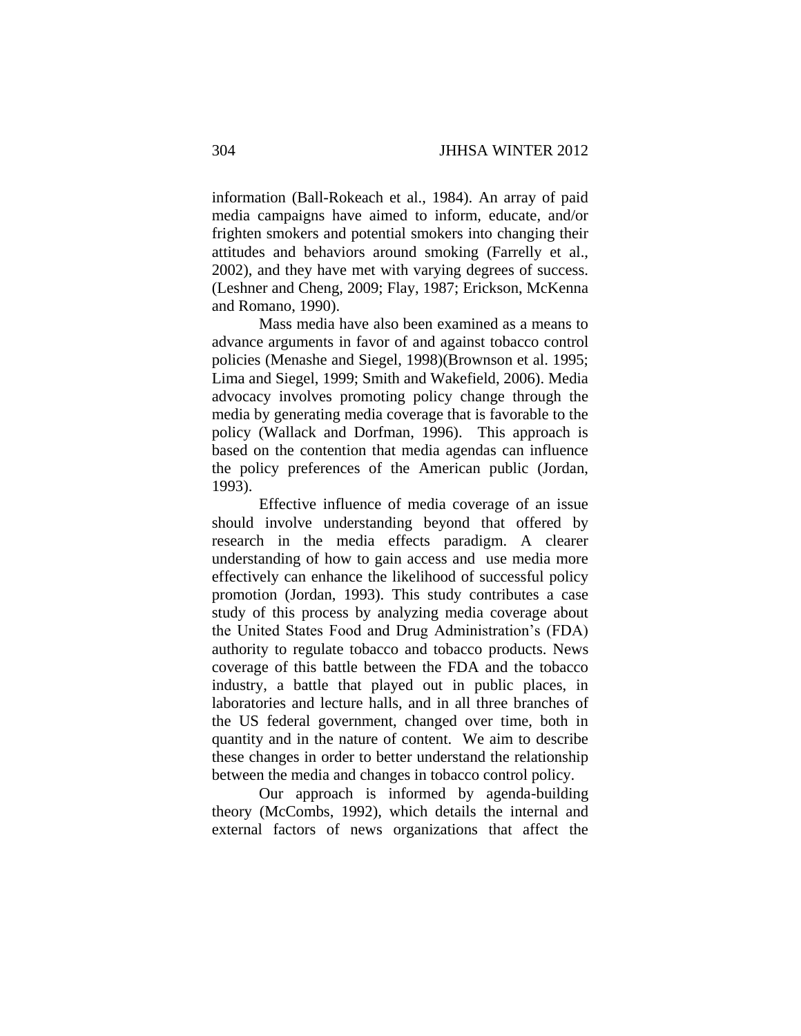information (Ball-Rokeach et al., 1984). An array of paid media campaigns have aimed to inform, educate, and/or frighten smokers and potential smokers into changing their attitudes and behaviors around smoking (Farrelly et al., 2002), and they have met with varying degrees of success. (Leshner and Cheng, 2009; Flay, 1987; Erickson, McKenna and Romano, 1990).

Mass media have also been examined as a means to advance arguments in favor of and against tobacco control policies (Menashe and Siegel, 1998)(Brownson et al. 1995; Lima and Siegel, 1999; Smith and Wakefield, 2006). Media advocacy involves promoting policy change through the media by generating media coverage that is favorable to the policy (Wallack and Dorfman, 1996). This approach is based on the contention that media agendas can influence the policy preferences of the American public (Jordan, 1993).

Effective influence of media coverage of an issue should involve understanding beyond that offered by research in the media effects paradigm. A clearer understanding of how to gain access and use media more effectively can enhance the likelihood of successful policy promotion (Jordan, 1993). This study contributes a case study of this process by analyzing media coverage about the United States Food and Drug Administration's (FDA) authority to regulate tobacco and tobacco products. News coverage of this battle between the FDA and the tobacco industry, a battle that played out in public places, in laboratories and lecture halls, and in all three branches of the US federal government, changed over time, both in quantity and in the nature of content. We aim to describe these changes in order to better understand the relationship between the media and changes in tobacco control policy.

Our approach is informed by agenda-building theory (McCombs, 1992), which details the internal and external factors of news organizations that affect the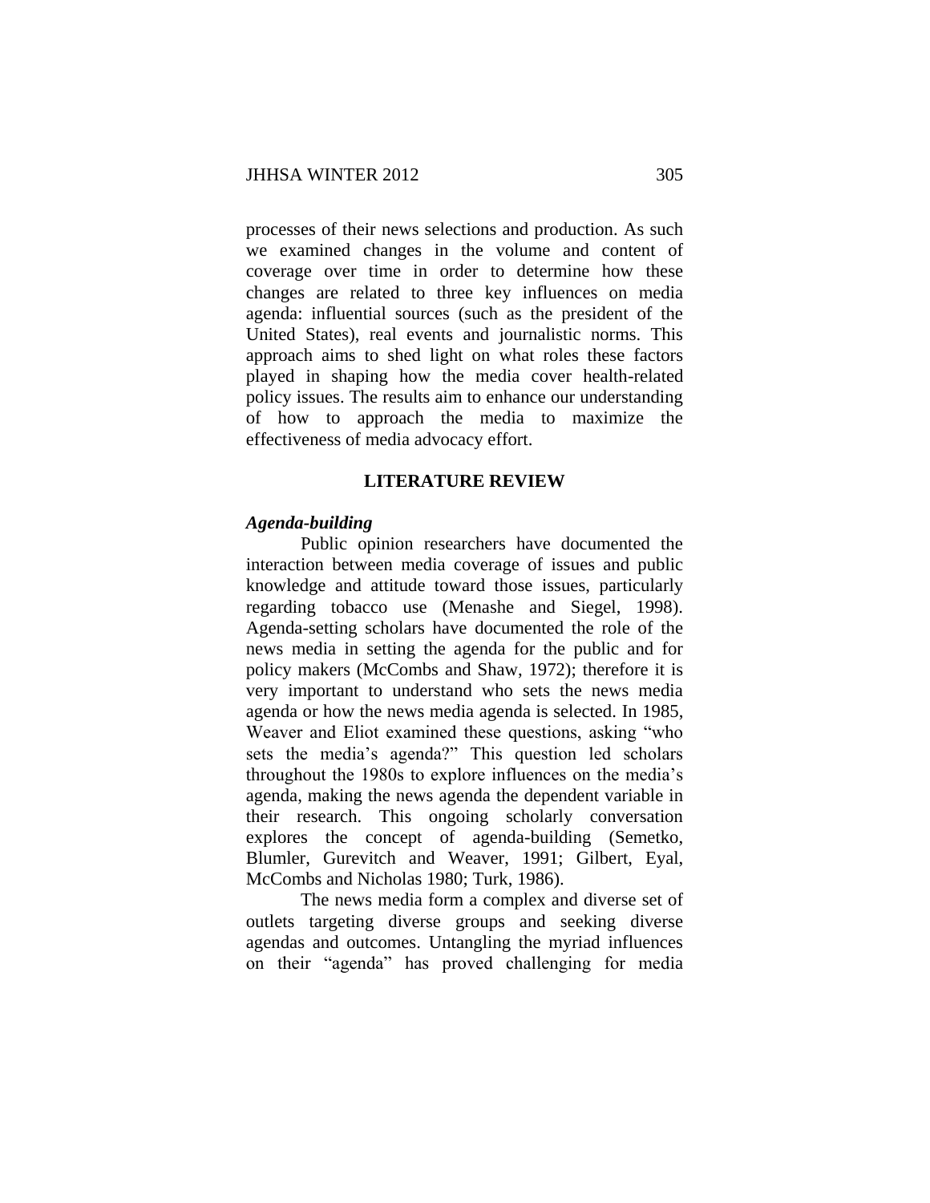processes of their news selections and production. As such we examined changes in the volume and content of coverage over time in order to determine how these changes are related to three key influences on media agenda: influential sources (such as the president of the United States), real events and journalistic norms. This approach aims to shed light on what roles these factors played in shaping how the media cover health-related policy issues. The results aim to enhance our understanding of how to approach the media to maximize the effectiveness of media advocacy effort.

## LITERATURE REVIEW

### *Agenda-building*

Public opinion researchers have documented the interaction between media coverage of issues and public knowledge and attitude toward those issues, particularly regarding tobacco use (Menashe and Siegel, 1998). Agenda-setting scholars have documented the role of the news media in setting the agenda for the public and for policy makers (McCombs and Shaw, 1972); therefore it is very important to understand who sets the news media agenda or how the news media agenda is selected. In 1985, Weaver and Eliot examined these questions, asking "who sets the media's agenda?" This question led scholars throughout the 1980s to explore influences on the media's agenda, making the news agenda the dependent variable in their research. This ongoing scholarly conversation explores the concept of agenda-building (Semetko, Blumler, Gurevitch and Weaver, 1991; Gilbert, Eyal, McCombs and Nicholas 1980; Turk, 1986).

The news media form a complex and diverse set of outlets targeting diverse groups and seeking diverse agendas and outcomes. Untangling the myriad influences on their "agenda" has proved challenging for media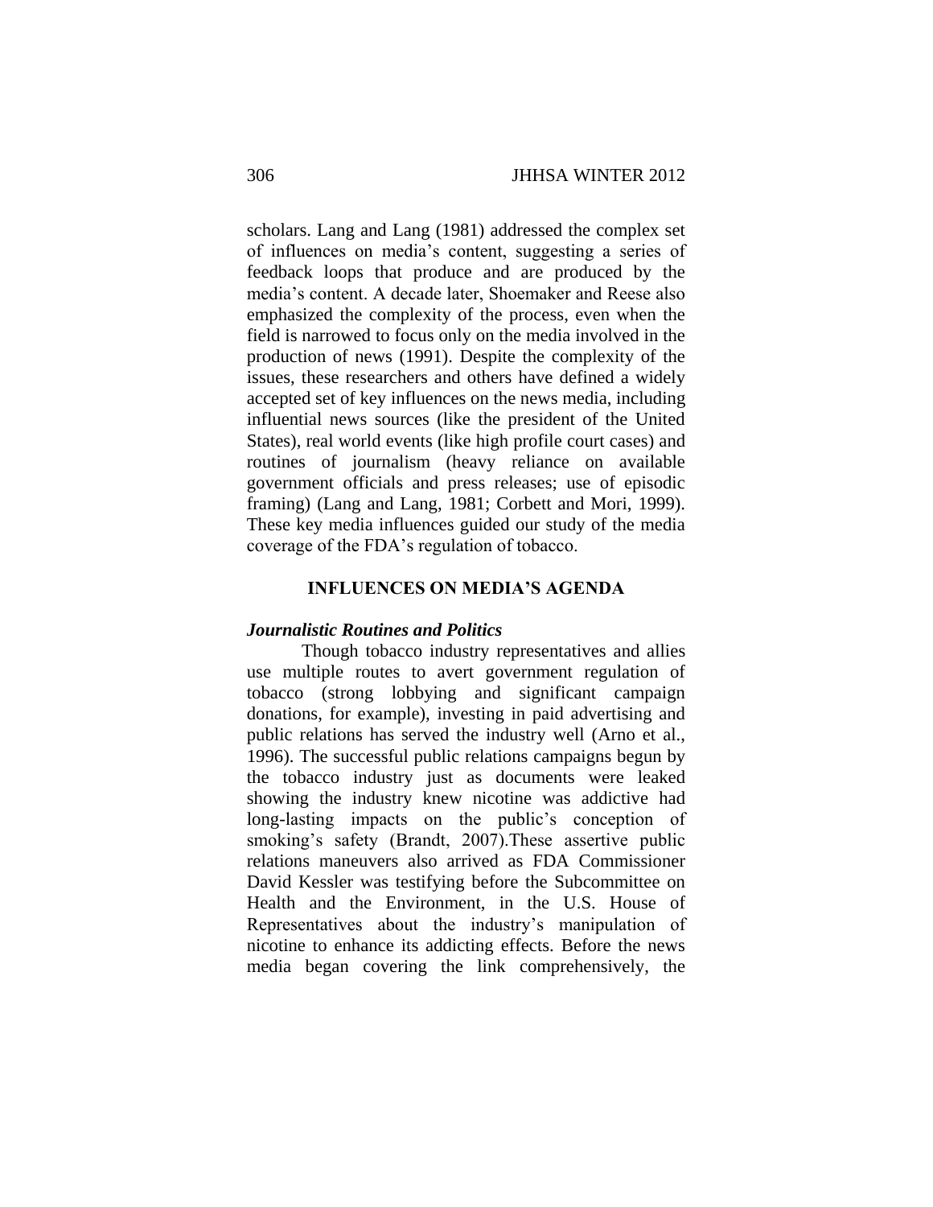scholars. Lang and Lang (1981) addressed the complex set of influences on media's content, suggesting a series of feedback loops that produce and are produced by the media's content. A decade later, Shoemaker and Reese also emphasized the complexity of the process, even when the field is narrowed to focus only on the media involved in the production of news (1991). Despite the complexity of the issues, these researchers and others have defined a widely accepted set of key influences on the news media, including influential news sources (like the president of the United States), real world events (like high profile court cases) and routines of journalism (heavy reliance on available government officials and press releases; use of episodic framing) (Lang and Lang, 1981; Corbett and Mori, 1999). These key media influences guided our study of the media coverage of the FDA's regulation of tobacco.

## INFLUENCES ON MEDIA'S AGENDA

### *Journalistic Routines and Politics*

Though tobacco industry representatives and allies use multiple routes to avert government regulation of tobacco (strong lobbying and significant campaign donations, for example), investing in paid advertising and public relations has served the industry well (Arno et al., 1996). The successful public relations campaigns begun by the tobacco industry just as documents were leaked showing the industry knew nicotine was addictive had long-lasting impacts on the public's conception of smoking's safety (Brandt, 2007).These assertive public relations maneuvers also arrived as FDA Commissioner David Kessler was testifying before the Subcommittee on Health and the Environment, in the U.S. House of Representatives about the industry's manipulation of nicotine to enhance its addicting effects. Before the news media began covering the link comprehensively, the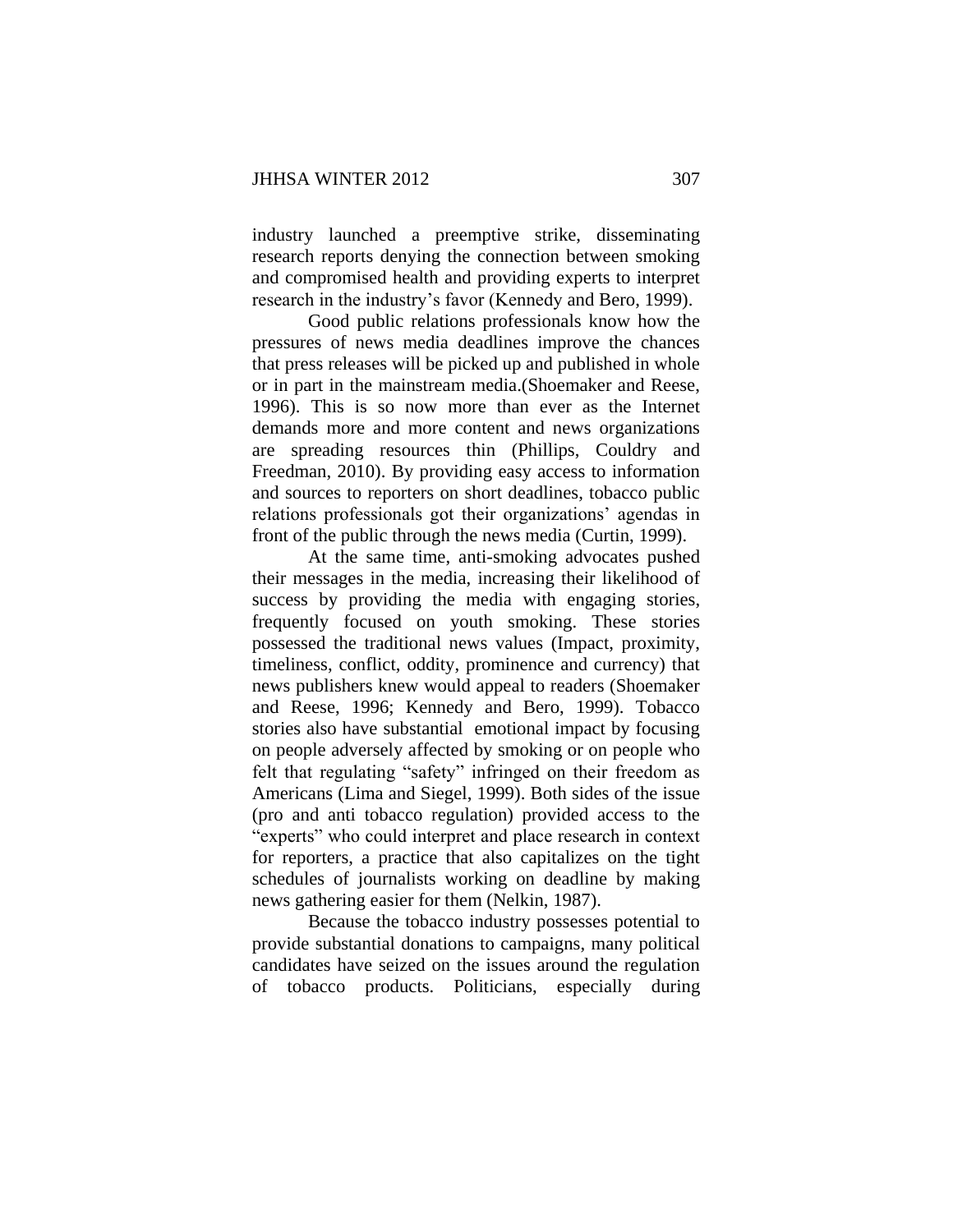industry launched a preemptive strike, disseminating research reports denying the connection between smoking and compromised health and providing experts to interpret research in the industry's favor (Kennedy and Bero, 1999).

Good public relations professionals know how the pressures of news media deadlines improve the chances that press releases will be picked up and published in whole or in part in the mainstream media.(Shoemaker and Reese, 1996). This is so now more than ever as the Internet demands more and more content and news organizations are spreading resources thin (Phillips, Couldry and Freedman, 2010). By providing easy access to information and sources to reporters on short deadlines, tobacco public relations professionals got their organizations' agendas in front of the public through the news media (Curtin, 1999).

At the same time, anti-smoking advocates pushed their messages in the media, increasing their likelihood of success by providing the media with engaging stories, frequently focused on youth smoking. These stories possessed the traditional news values (Impact, proximity, timeliness, conflict, oddity, prominence and currency) that news publishers knew would appeal to readers (Shoemaker and Reese, 1996; Kennedy and Bero, 1999). Tobacco stories also have substantial emotional impact by focusing on people adversely affected by smoking or on people who felt that regulating "safety" infringed on their freedom as Americans (Lima and Siegel, 1999). Both sides of the issue (pro and anti tobacco regulation) provided access to the "experts" who could interpret and place research in context for reporters, a practice that also capitalizes on the tight schedules of journalists working on deadline by making news gathering easier for them (Nelkin, 1987).

Because the tobacco industry possesses potential to provide substantial donations to campaigns, many political candidates have seized on the issues around the regulation of tobacco products. Politicians, especially during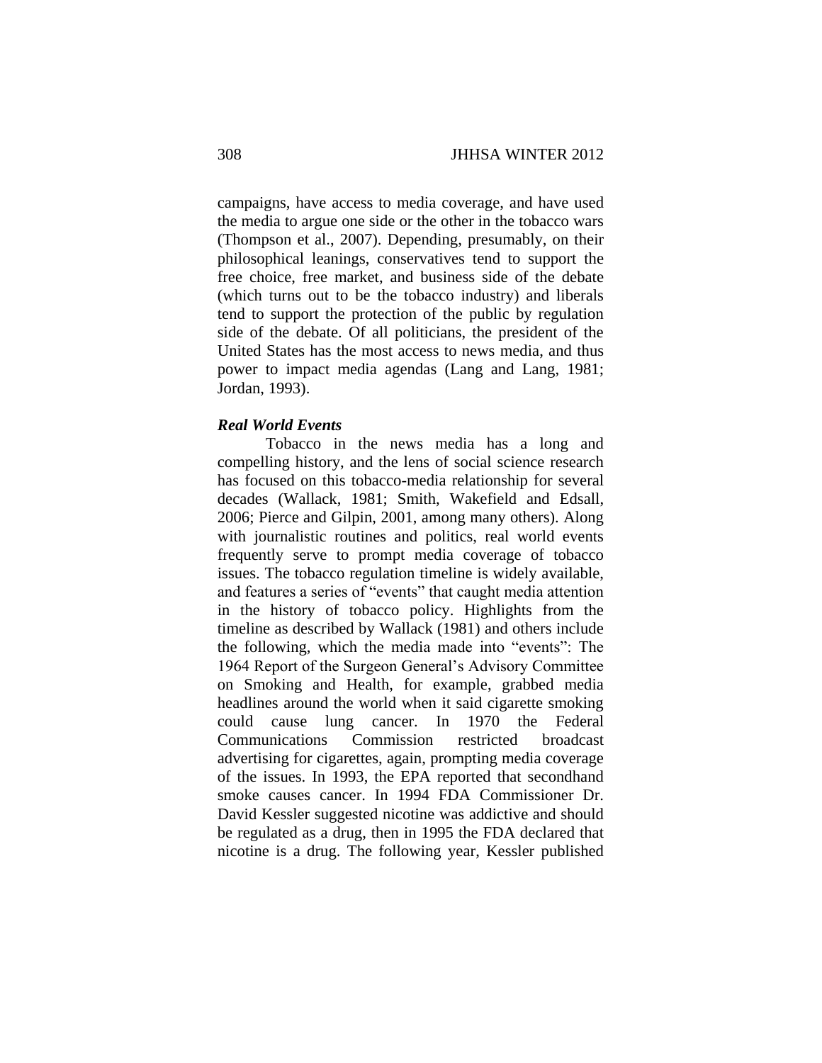campaigns, have access to media coverage, and have used the media to argue one side or the other in the tobacco wars (Thompson et al., 2007). Depending, presumably, on their philosophical leanings, conservatives tend to support the free choice, free market, and business side of the debate (which turns out to be the tobacco industry) and liberals tend to support the protection of the public by regulation side of the debate. Of all politicians, the president of the United States has the most access to news media, and thus power to impact media agendas (Lang and Lang, 1981; Jordan, 1993).

***Real World Events***

Tobacco in the news media has a long and compelling history, and the lens of social science research has focused on this tobacco-media relationship for several decades (Wallack, 1981; Smith, Wakefield and Edsall, 2006; Pierce and Gilpin, 2001, among many others). Along with journalistic routines and politics, real world events frequently serve to prompt media coverage of tobacco issues. The tobacco regulation timeline is widely available, and features a series of "events" that caught media attention in the history of tobacco policy. Highlights from the timeline as described by Wallack (1981) and others include the following, which the media made into "events": The 1964 Report of the Surgeon General's Advisory Committee on Smoking and Health, for example, grabbed media headlines around the world when it said cigarette smoking could cause lung cancer. In 1970 the Federal Communications Commission restricted broadcast advertising for cigarettes, again, prompting media coverage of the issues. In 1993, the EPA reported that secondhand smoke causes cancer. In 1994 FDA Commissioner Dr. David Kessler suggested nicotine was addictive and should be regulated as a drug, then in 1995 the FDA declared that nicotine is a drug. The following year, Kessler published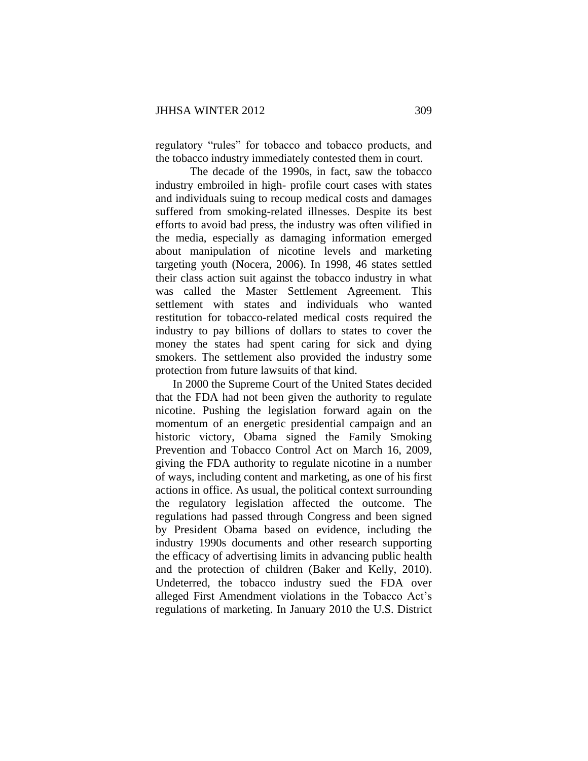regulatory "rules" for tobacco and tobacco products, and the tobacco industry immediately contested them in court.

The decade of the 1990s, in fact, saw the tobacco industry embroiled in high- profile court cases with states and individuals suing to recoup medical costs and damages suffered from smoking-related illnesses. Despite its best efforts to avoid bad press, the industry was often vilified in the media, especially as damaging information emerged about manipulation of nicotine levels and marketing targeting youth (Nocera, 2006). In 1998, 46 states settled their class action suit against the tobacco industry in what was called the Master Settlement Agreement. This settlement with states and individuals who wanted restitution for tobacco-related medical costs required the industry to pay billions of dollars to states to cover the money the states had spent caring for sick and dying smokers. The settlement also provided the industry some protection from future lawsuits of that kind.

In 2000 the Supreme Court of the United States decided that the FDA had not been given the authority to regulate nicotine. Pushing the legislation forward again on the momentum of an energetic presidential campaign and an historic victory, Obama signed the Family Smoking Prevention and Tobacco Control Act on March 16, 2009, giving the FDA authority to regulate nicotine in a number of ways, including content and marketing, as one of his first actions in office. As usual, the political context surrounding the regulatory legislation affected the outcome. The regulations had passed through Congress and been signed by President Obama based on evidence, including the industry 1990s documents and other research supporting the efficacy of advertising limits in advancing public health and the protection of children (Baker and Kelly, 2010). Undeterred, the tobacco industry sued the FDA over alleged First Amendment violations in the Tobacco Act's regulations of marketing. In January 2010 the U.S. District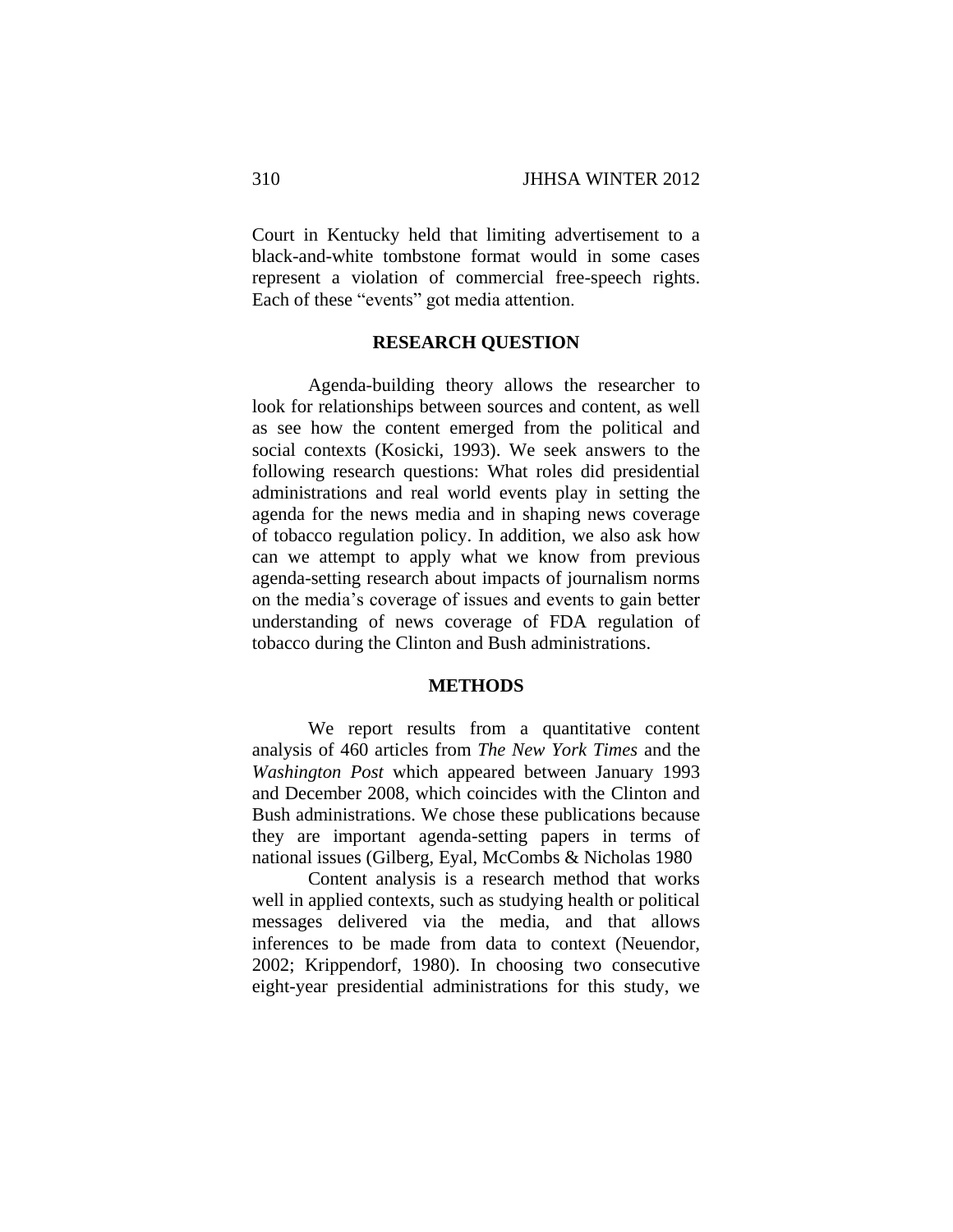Court in Kentucky held that limiting advertisement to a black-and-white tombstone format would in some cases represent a violation of commercial free-speech rights. Each of these “events” got media attention.

## RESEARCH QUESTION

Agenda-building theory allows the researcher to look for relationships between sources and content, as well as see how the content emerged from the political and social contexts (Kosicki, 1993). We seek answers to the following research questions: What roles did presidential administrations and real world events play in setting the agenda for the news media and in shaping news coverage of tobacco regulation policy. In addition, we also ask how can we attempt to apply what we know from previous agenda-setting research about impacts of journalism norms on the media’s coverage of issues and events to gain better understanding of news coverage of FDA regulation of tobacco during the Clinton and Bush administrations.

## METHODS

We report results from a quantitative content analysis of 460 articles from *The New York Times* and the *Washington Post* which appeared between January 1993 and December 2008, which coincides with the Clinton and Bush administrations. We chose these publications because they are important agenda-setting papers in terms of national issues (Gilberg, Eyal, McCombs & Nicholas 1980

Content analysis is a research method that works well in applied contexts, such as studying health or political messages delivered via the media, and that allows inferences to be made from data to context (Neuendor, 2002; Krippendorf, 1980). In choosing two consecutive eight-year presidential administrations for this study, we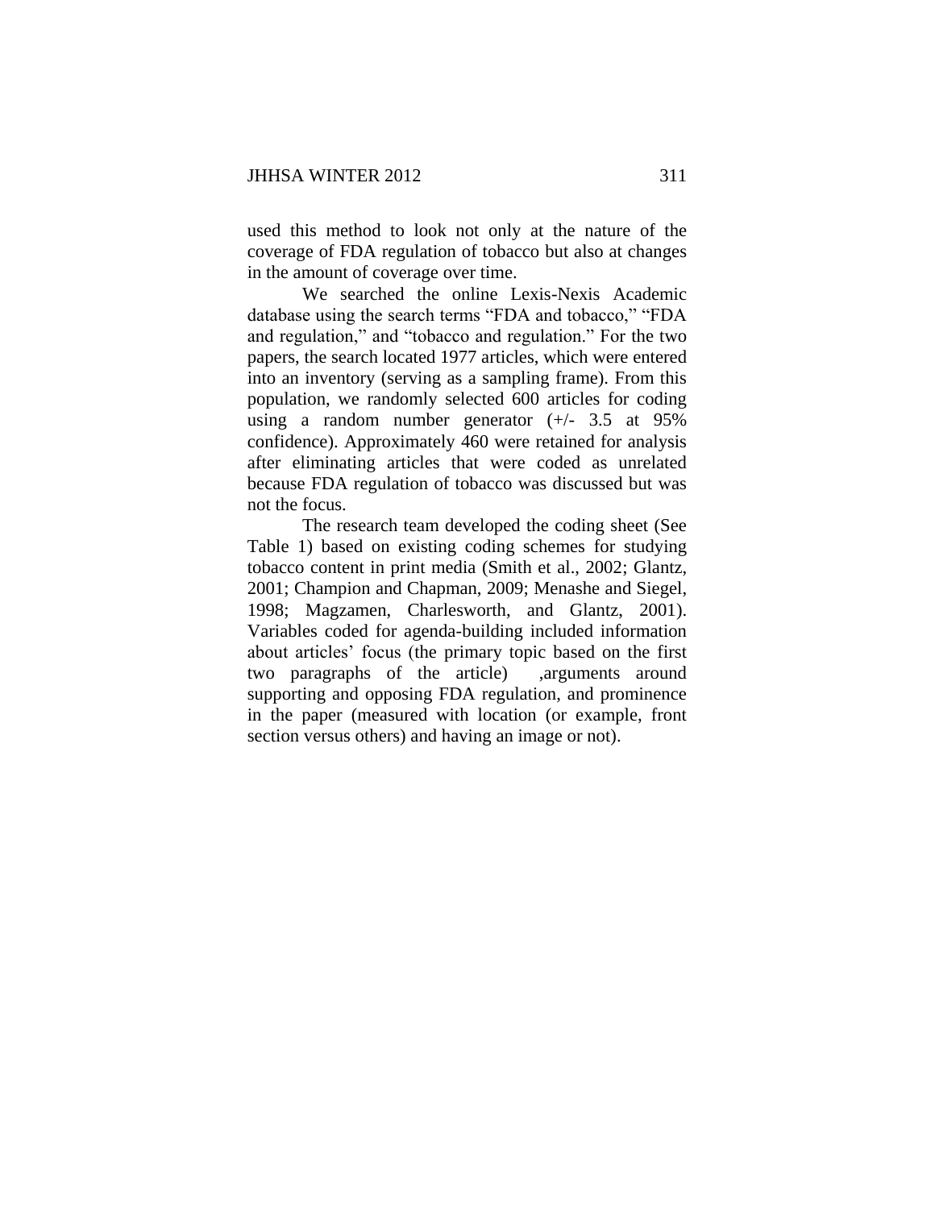used this method to look not only at the nature of the coverage of FDA regulation of tobacco but also at changes in the amount of coverage over time.

We searched the online Lexis-Nexis Academic database using the search terms "FDA and tobacco," "FDA and regulation," and "tobacco and regulation." For the two papers, the search located 1977 articles, which were entered into an inventory (serving as a sampling frame). From this population, we randomly selected 600 articles for coding using a random number generator (+/- 3.5 at 95% confidence). Approximately 460 were retained for analysis after eliminating articles that were coded as unrelated because FDA regulation of tobacco was discussed but was not the focus.

The research team developed the coding sheet (See Table 1) based on existing coding schemes for studying tobacco content in print media (Smith et al., 2002; Glantz, 2001; Champion and Chapman, 2009; Menashe and Siegel, 1998; Magzamen, Charlesworth, and Glantz, 2001). Variables coded for agenda-building included information about articles' focus (the primary topic based on the first two paragraphs of the article) ,arguments around supporting and opposing FDA regulation, and prominence in the paper (measured with location (or example, front section versus others) and having an image or not).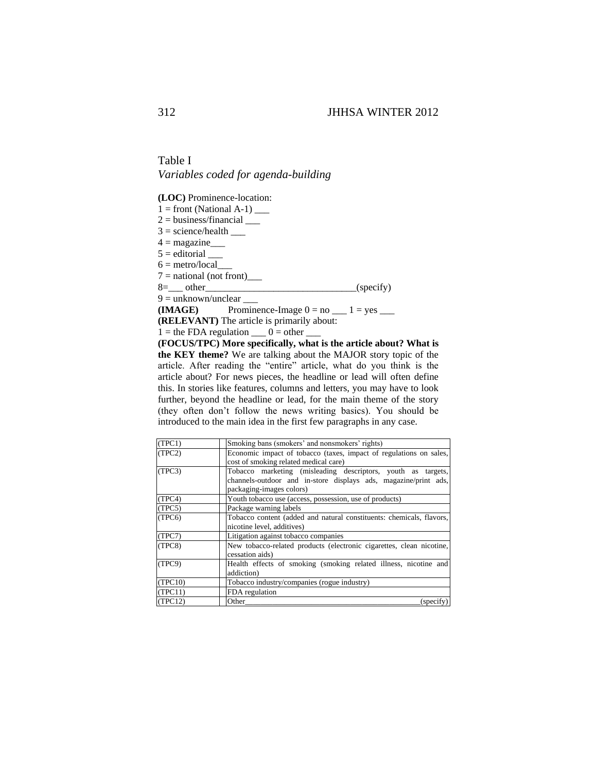Table I
*Variables coded for agenda-building*

**(LOC)** Prominence-location:
1 = front (National A-1) ___
2 = business/financial ___
3 = science/health ___
4 = magazine___
5 = editorial ___
6 = metro/local___
7 = national (not front)___
8=___ other_______________________________(specify)
9 = unknown/unclear ___
**(IMAGE)** Prominence-Image 0 = no ___ 1 = yes ___
**(RELEVANT)** The article is primarily about:
1 = the FDA regulation ___ 0 = other ___
**(FOCUS/TPC) More specifically, what is the article about? What is the KEY theme?** We are talking about the MAJOR story topic of the article. After reading the "entire" article, what do you think is the article about? For news pieces, the headline or lead will often define this. In stories like features, columns and letters, you may have to look further, beyond the headline or lead, for the main theme of the story (they often don't follow the news writing basics). You should be introduced to the main idea in the first few paragraphs in any case.

| Code | | Topic |
|---|---|---|
| (TPC1) | | Smoking bans (smokers' and nonsmokers' rights) |
| (TPC2) | | Economic impact of tobacco (taxes, impact of regulations on sales, cost of smoking related medical care) |
| (TPC3) | | Tobacco marketing (misleading descriptors, youth as targets, channels-outdoor and in-store displays ads, magazine/print ads, packaging-images colors) |
| (TPC4) | | Youth tobacco use (access, possession, use of products) |
| (TPC5) | | Package warning labels |
| (TPC6) | | Tobacco content (added and natural constituents: chemicals, flavors, nicotine level, additives) |
| (TPC7) | | Litigation against tobacco companies |
| (TPC8) | | New tobacco-related products (electronic cigarettes, clean nicotine, cessation aids) |
| (TPC9) | | Health effects of smoking (smoking related illness, nicotine and addiction) |
| (TPC10) | | Tobacco industry/companies (rogue industry) |
| (TPC11) | | FDA regulation |
| (TPC12) | | Other_____________________________________________(specify) |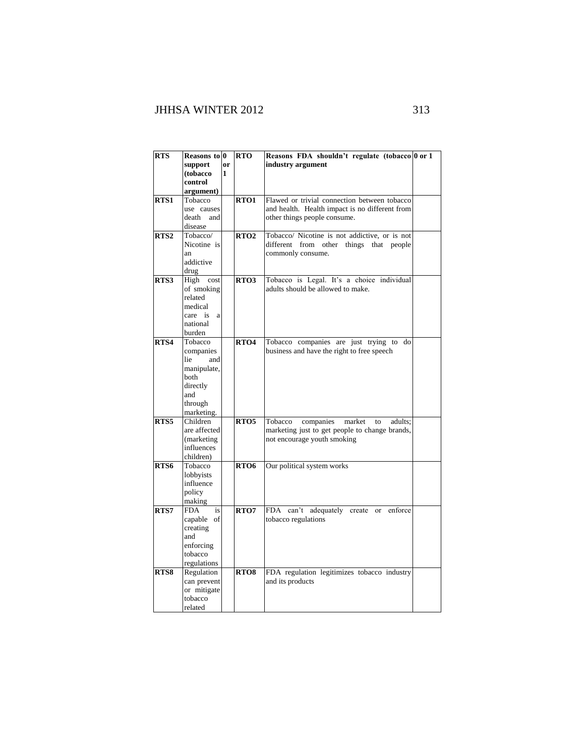| RTS | Reasons to support (tobacco control argument) | 0 or 1 | RTO | Reasons FDA shouldn't regulate (tobacco industry argument | 0 or 1 |
|---|---|---|---|---|---|
| RTS1 | Tobacco use causes death and disease | | RTO1 | Flawed or trivial connection between tobacco and health. Health impact is no different from other things people consume. | |
| RTS2 | Tobacco/ Nicotine is an addictive drug | | RTO2 | Tobacco/ Nicotine is not addictive, or is not different from other things that people commonly consume. | |
| RTS3 | High cost of smoking related medical care is a national burden | | RTO3 | Tobacco is Legal. It's a choice individual adults should be allowed to make. | |
| RTS4 | Tobacco companies lie and manipulate, both directly and through marketing. | | RTO4 | Tobacco companies are just trying to do business and have the right to free speech | |
| RTS5 | Children are affected (marketing influences children) | | RTO5 | Tobacco companies market to adults; marketing just to get people to change brands, not encourage youth smoking | |
| RTS6 | Tobacco lobbyists influence policy making | | RTO6 | Our political system works | |
| RTS7 | FDA is capable of creating and enforcing tobacco regulations | | RTO7 | FDA can't adequately create or enforce tobacco regulations | |
| RTS8 | Regulation can prevent or mitigate tobacco related | | RTO8 | FDA regulation legitimizes tobacco industry and its products | |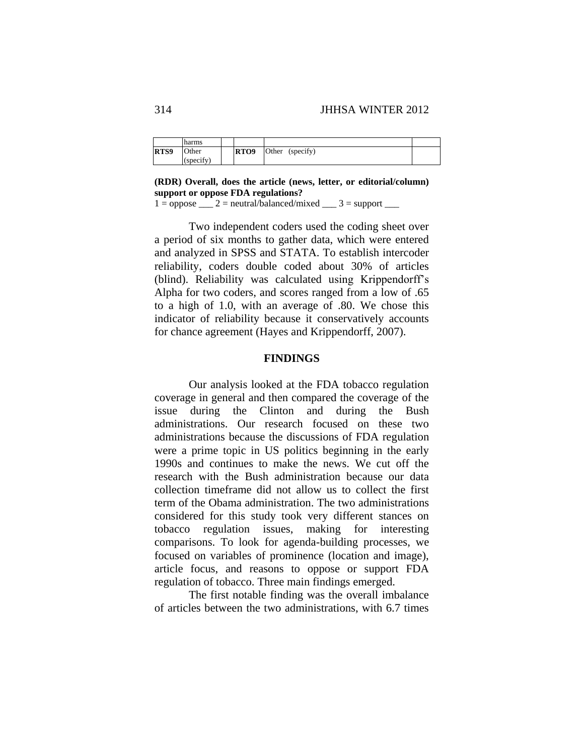|  | harms |  |  |  |  |
|---|---|---|---|---|---|
| **RTS9** | Other (specify) |  | **RTO9** | Other (specify) |  |

**(RDR) Overall, does the article (news, letter, or editorial/column) support or oppose FDA regulations?**

1 = oppose ___ 2 = neutral/balanced/mixed ___ 3 = support ___

Two independent coders used the coding sheet over a period of six months to gather data, which were entered and analyzed in SPSS and STATA. To establish intercoder reliability, coders double coded about 30% of articles (blind). Reliability was calculated using Krippendorff's Alpha for two coders, and scores ranged from a low of .65 to a high of 1.0, with an average of .80. We chose this indicator of reliability because it conservatively accounts for chance agreement (Hayes and Krippendorff, 2007).

## FINDINGS

Our analysis looked at the FDA tobacco regulation coverage in general and then compared the coverage of the issue during the Clinton and during the Bush administrations. Our research focused on these two administrations because the discussions of FDA regulation were a prime topic in US politics beginning in the early 1990s and continues to make the news. We cut off the research with the Bush administration because our data collection timeframe did not allow us to collect the first term of the Obama administration. The two administrations considered for this study took very different stances on tobacco regulation issues, making for interesting comparisons. To look for agenda-building processes, we focused on variables of prominence (location and image), article focus, and reasons to oppose or support FDA regulation of tobacco. Three main findings emerged.

The first notable finding was the overall imbalance of articles between the two administrations, with 6.7 times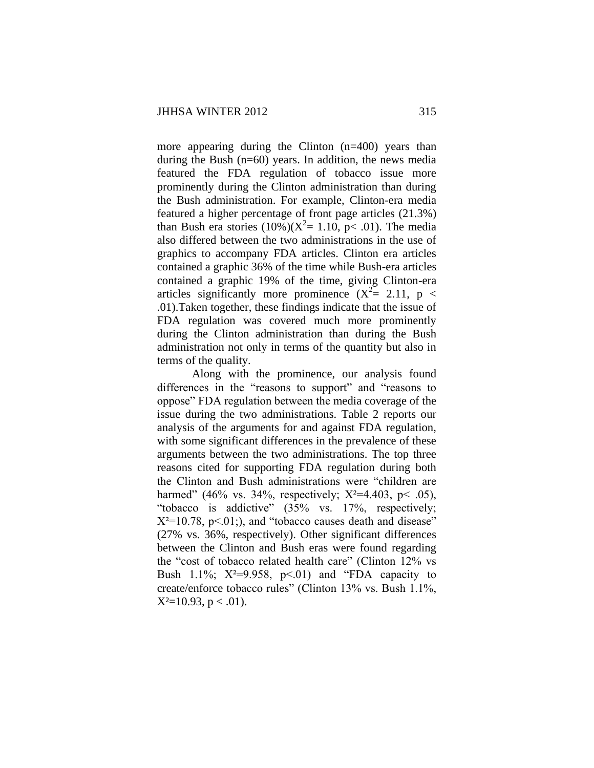more appearing during the Clinton (n=400) years than during the Bush (n=60) years. In addition, the news media featured the FDA regulation of tobacco issue more prominently during the Clinton administration than during the Bush administration. For example, Clinton-era media featured a higher percentage of front page articles (21.3%) than Bush era stories (10%)($X^2$= 1.10, $p< .01$). The media also differed between the two administrations in the use of graphics to accompany FDA articles. Clinton era articles contained a graphic 36% of the time while Bush-era articles contained a graphic 19% of the time, giving Clinton-era articles significantly more prominence ($X^2$= 2.11, $p < .01$).Taken together, these findings indicate that the issue of FDA regulation was covered much more prominently during the Clinton administration than during the Bush administration not only in terms of the quantity but also in terms of the quality.

Along with the prominence, our analysis found differences in the "reasons to support" and "reasons to oppose" FDA regulation between the media coverage of the issue during the two administrations. Table 2 reports our analysis of the arguments for and against FDA regulation, with some significant differences in the prevalence of these arguments between the two administrations. The top three reasons cited for supporting FDA regulation during both the Clinton and Bush administrations were "children are harmed" (46% vs. 34%, respectively; $X^2$=4.403, $p< .05$), "tobacco is addictive" (35% vs. 17%, respectively; $X^2$=10.78, $p<.01$;), and "tobacco causes death and disease" (27% vs. 36%, respectively). Other significant differences between the Clinton and Bush eras were found regarding the "cost of tobacco related health care" (Clinton 12% vs Bush 1.1%; $X^2$=9.958, $p<.01$) and "FDA capacity to create/enforce tobacco rules" (Clinton 13% vs. Bush 1.1%, $X^2$=10.93, $p < .01$).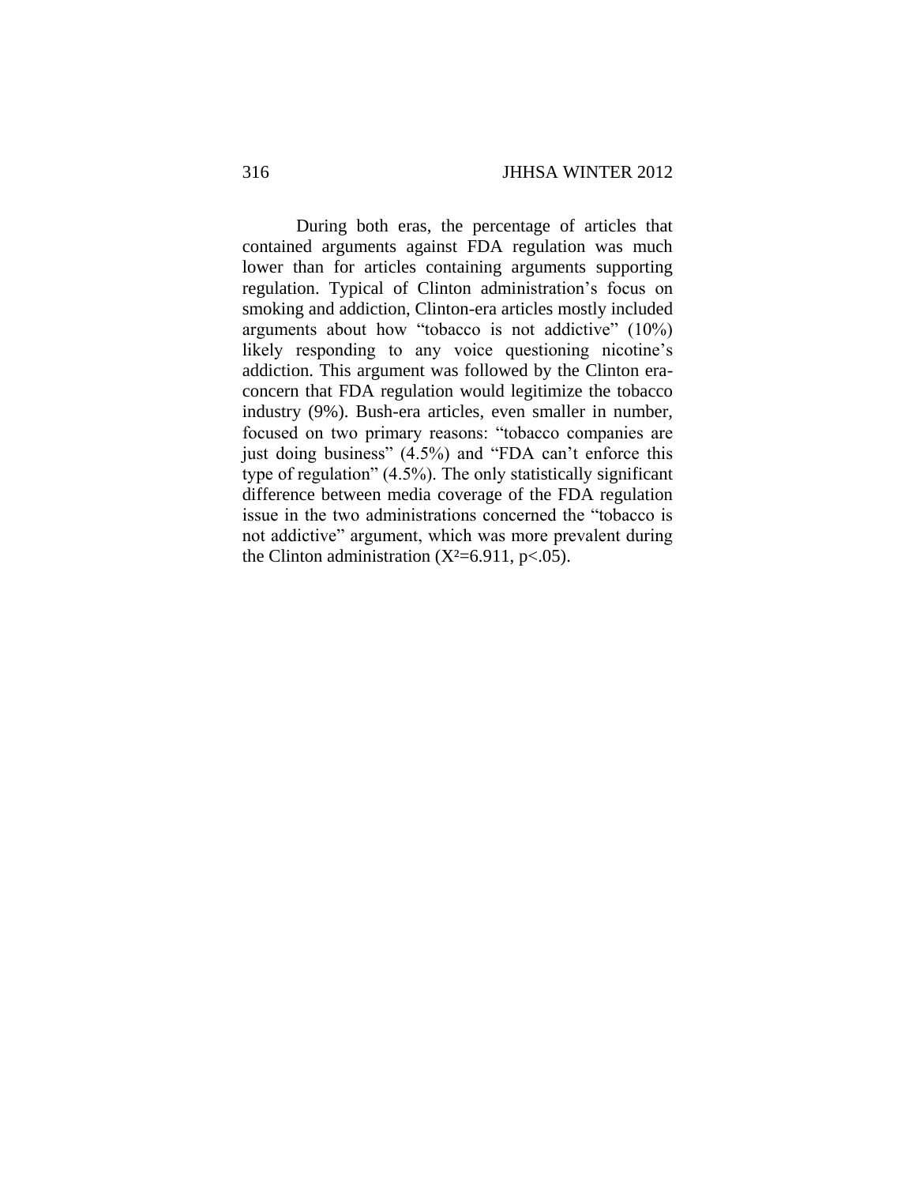During both eras, the percentage of articles that contained arguments against FDA regulation was much lower than for articles containing arguments supporting regulation. Typical of Clinton administration's focus on smoking and addiction, Clinton-era articles mostly included arguments about how "tobacco is not addictive" (10%) likely responding to any voice questioning nicotine's addiction. This argument was followed by the Clinton era-concern that FDA regulation would legitimize the tobacco industry (9%). Bush-era articles, even smaller in number, focused on two primary reasons: "tobacco companies are just doing business" (4.5%) and "FDA can't enforce this type of regulation" (4.5%). The only statistically significant difference between media coverage of the FDA regulation issue in the two administrations concerned the "tobacco is not addictive" argument, which was more prevalent during the Clinton administration ($X^2$=6.911, $p<.05$).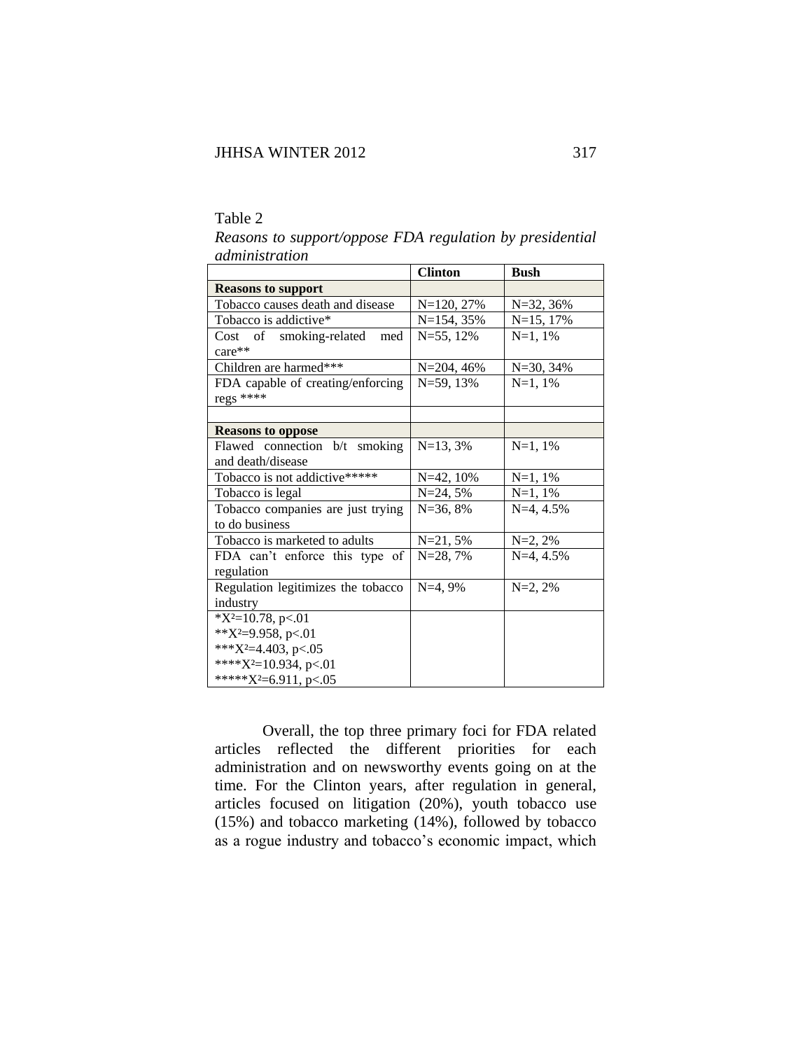Table 2

*Reasons to support/oppose FDA regulation by presidential administration*

| | Clinton | Bush |
|---|---|---|
| **Reasons to support** | | |
| Tobacco causes death and disease | N=120, 27% | N=32, 36% |
| Tobacco is addictive* | N=154, 35% | N=15, 17% |
| Cost of smoking-related med care** | N=55, 12% | N=1, 1% |
| Children are harmed*** | N=204, 46% | N=30, 34% |
| FDA capable of creating/enforcing regs **** | N=59, 13% | N=1, 1% |
| | | |
| **Reasons to oppose** | | |
| Flawed connection b/t smoking and death/disease | N=13, 3% | N=1, 1% |
| Tobacco is not addictive***** | N=42, 10% | N=1, 1% |
| Tobacco is legal | N=24, 5% | N=1, 1% |
| Tobacco companies are just trying to do business | N=36, 8% | N=4, 4.5% |
| Tobacco is marketed to adults | N=21, 5% | N=2, 2% |
| FDA can't enforce this type of regulation | N=28, 7% | N=4, 4.5% |
| Regulation legitimizes the tobacco industry | N=4, 9% | N=2, 2% |
| *$X^2$=10.78, $p<.01$<br>**$X^2$=9.958, $p<.01$<br>***$X^2$=4.403, $p<.05$<br>****$X^2$=10.934, $p<.01$<br>*****$X^2$=6.911, $p<.05$ | | |

Overall, the top three primary foci for FDA related articles reflected the different priorities for each administration and on newsworthy events going on at the time. For the Clinton years, after regulation in general, articles focused on litigation (20%), youth tobacco use (15%) and tobacco marketing (14%), followed by tobacco as a rogue industry and tobacco's economic impact, which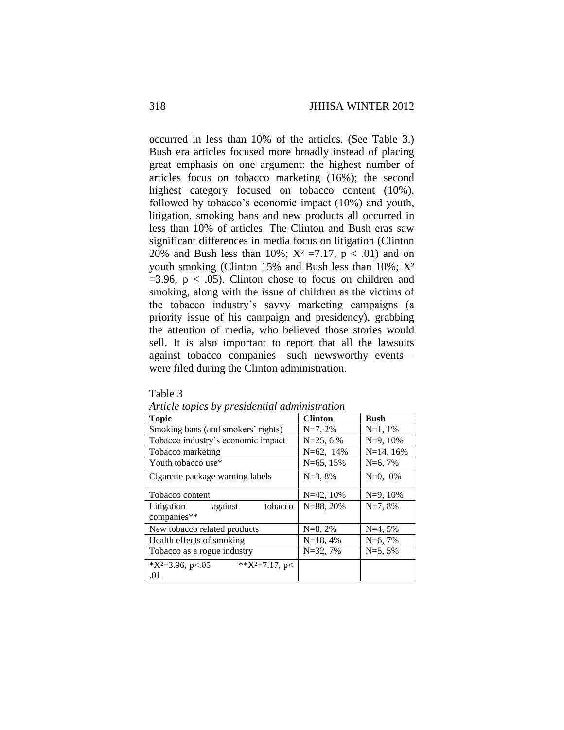occurred in less than 10% of the articles. (See Table 3.) Bush era articles focused more broadly instead of placing great emphasis on one argument: the highest number of articles focus on tobacco marketing (16%); the second highest category focused on tobacco content (10%), followed by tobacco's economic impact (10%) and youth, litigation, smoking bans and new products all occurred in less than 10% of articles. The Clinton and Bush eras saw significant differences in media focus on litigation (Clinton 20% and Bush less than 10%; $X^2 = 7.17$, $p < .01$) and on youth smoking (Clinton 15% and Bush less than 10%; $X^2 = 3.96$, $p < .05$). Clinton chose to focus on children and smoking, along with the issue of children as the victims of the tobacco industry's savvy marketing campaigns (a priority issue of his campaign and presidency), grabbing the attention of media, who believed those stories would sell. It is also important to report that all the lawsuits against tobacco companies—such newsworthy events—were filed during the Clinton administration.

Table 3

*Article topics by presidential administration*

| Topic | Clinton | Bush |
|---|---|---|
| Smoking bans (and smokers' rights) | N=7, 2% | N=1, 1% |
| Tobacco industry's economic impact | N=25, 6 % | N=9, 10% |
| Tobacco marketing | N=62, 14% | N=14, 16% |
| Youth tobacco use* | N=65, 15% | N=6, 7% |
| Cigarette package warning labels | N=3, 8% | N=0, 0% |
| Tobacco content | N=42, 10% | N=9, 10% |
| Litigation against tobacco companies** | N=88, 20% | N=7, 8% |
| New tobacco related products | N=8, 2% | N=4, 5% |
| Health effects of smoking | N=18, 4% | N=6, 7% |
| Tobacco as a rogue industry | N=32, 7% | N=5, 5% |
| $^*X^2=3.96$, $p<.05$ $\quad$ $^{**}X^2=7.17$, $p<.01$ | | |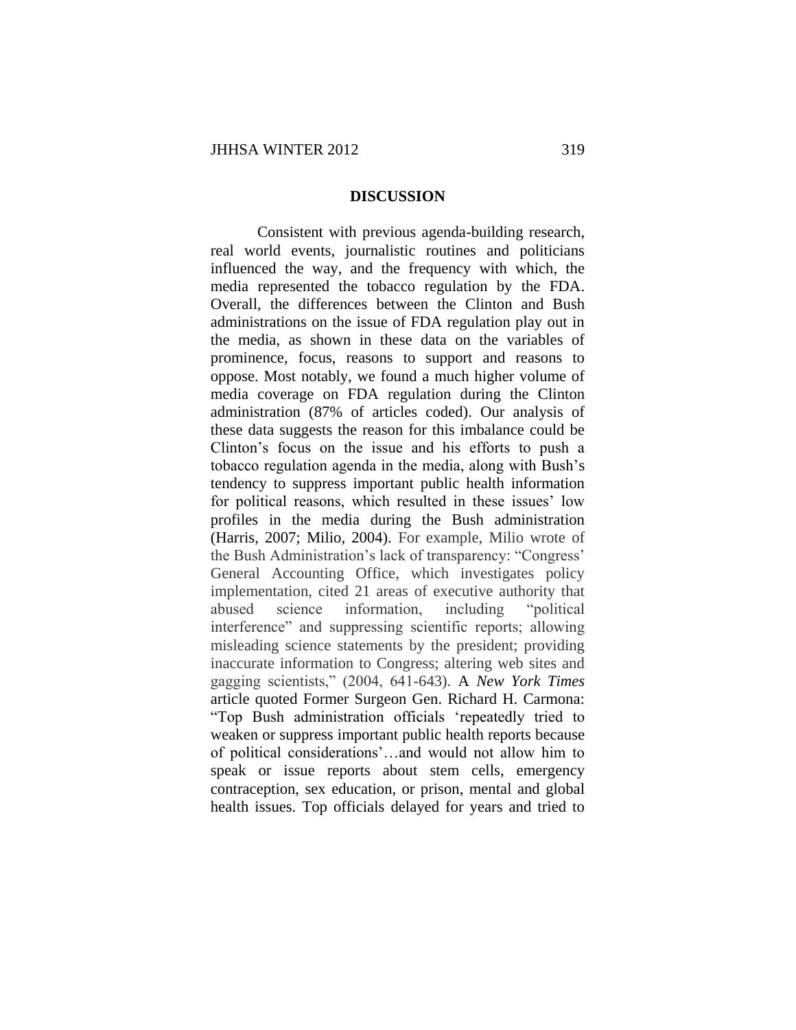## DISCUSSION

Consistent with previous agenda-building research, real world events, journalistic routines and politicians influenced the way, and the frequency with which, the media represented the tobacco regulation by the FDA. Overall, the differences between the Clinton and Bush administrations on the issue of FDA regulation play out in the media, as shown in these data on the variables of prominence, focus, reasons to support and reasons to oppose. Most notably, we found a much higher volume of media coverage on FDA regulation during the Clinton administration (87% of articles coded). Our analysis of these data suggests the reason for this imbalance could be Clinton's focus on the issue and his efforts to push a tobacco regulation agenda in the media, along with Bush's tendency to suppress important public health information for political reasons, which resulted in these issues' low profiles in the media during the Bush administration (Harris, 2007; Milio, 2004). For example, Milio wrote of the Bush Administration's lack of transparency: "Congress' General Accounting Office, which investigates policy implementation, cited 21 areas of executive authority that abused science information, including "political interference" and suppressing scientific reports; allowing misleading science statements by the president; providing inaccurate information to Congress; altering web sites and gagging scientists," (2004, 641-643). A *New York Times* article quoted Former Surgeon Gen. Richard H. Carmona: "Top Bush administration officials 'repeatedly tried to weaken or suppress important public health reports because of political considerations'…and would not allow him to speak or issue reports about stem cells, emergency contraception, sex education, or prison, mental and global health issues. Top officials delayed for years and tried to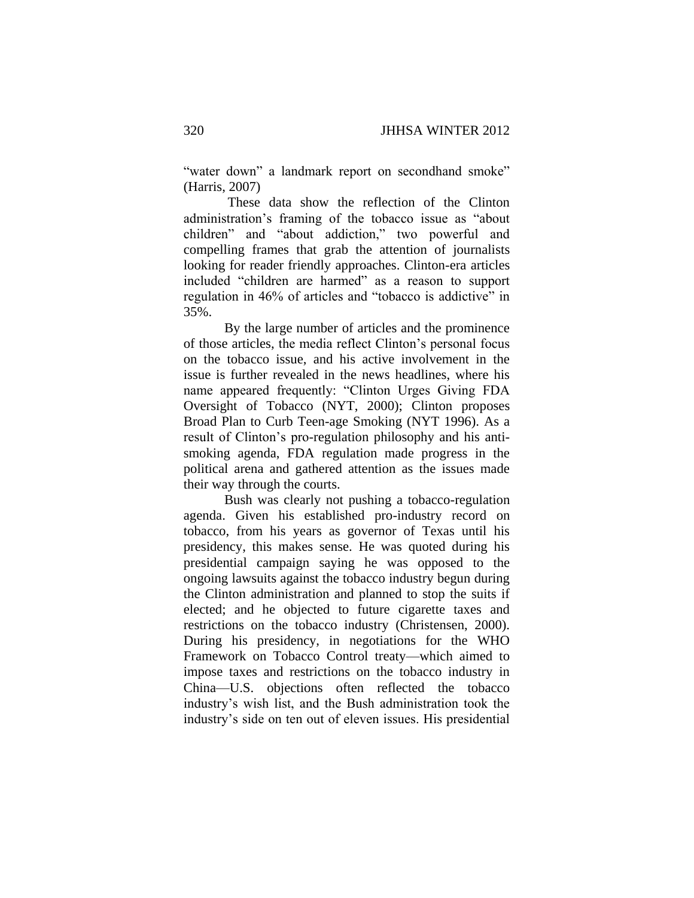"water down" a landmark report on secondhand smoke" (Harris, 2007)

These data show the reflection of the Clinton administration's framing of the tobacco issue as "about children" and "about addiction," two powerful and compelling frames that grab the attention of journalists looking for reader friendly approaches. Clinton-era articles included "children are harmed" as a reason to support regulation in 46% of articles and "tobacco is addictive" in 35%.

By the large number of articles and the prominence of those articles, the media reflect Clinton's personal focus on the tobacco issue, and his active involvement in the issue is further revealed in the news headlines, where his name appeared frequently: "Clinton Urges Giving FDA Oversight of Tobacco (NYT, 2000); Clinton proposes Broad Plan to Curb Teen-age Smoking (NYT 1996). As a result of Clinton's pro-regulation philosophy and his anti-smoking agenda, FDA regulation made progress in the political arena and gathered attention as the issues made their way through the courts.

Bush was clearly not pushing a tobacco-regulation agenda. Given his established pro-industry record on tobacco, from his years as governor of Texas until his presidency, this makes sense. He was quoted during his presidential campaign saying he was opposed to the ongoing lawsuits against the tobacco industry begun during the Clinton administration and planned to stop the suits if elected; and he objected to future cigarette taxes and restrictions on the tobacco industry (Christensen, 2000). During his presidency, in negotiations for the WHO Framework on Tobacco Control treaty—which aimed to impose taxes and restrictions on the tobacco industry in China—U.S. objections often reflected the tobacco industry's wish list, and the Bush administration took the industry's side on ten out of eleven issues. His presidential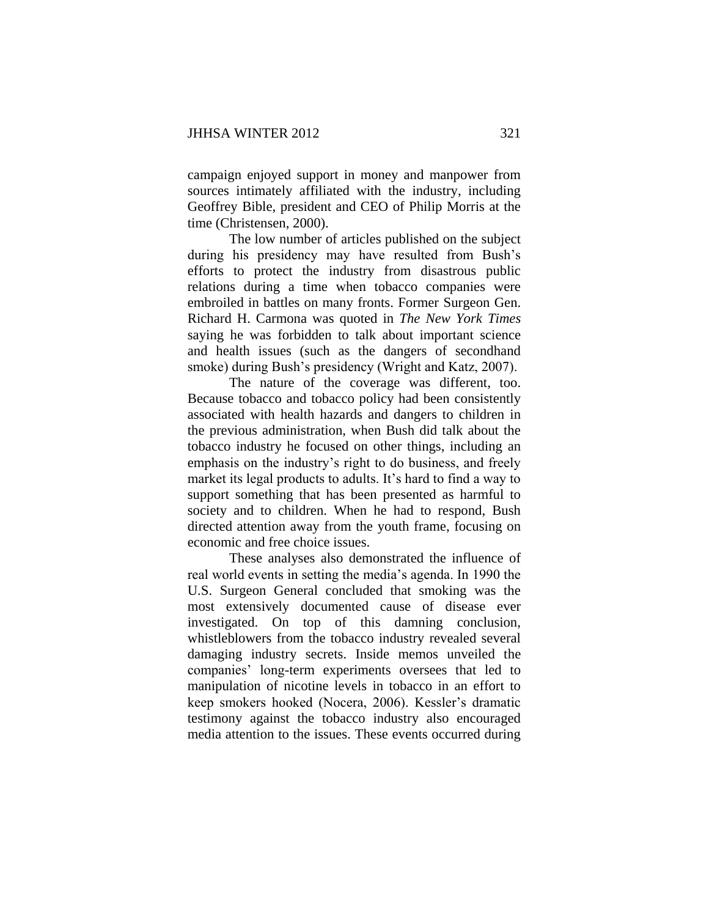campaign enjoyed support in money and manpower from sources intimately affiliated with the industry, including Geoffrey Bible, president and CEO of Philip Morris at the time (Christensen, 2000).

The low number of articles published on the subject during his presidency may have resulted from Bush's efforts to protect the industry from disastrous public relations during a time when tobacco companies were embroiled in battles on many fronts. Former Surgeon Gen. Richard H. Carmona was quoted in *The New York Times* saying he was forbidden to talk about important science and health issues (such as the dangers of secondhand smoke) during Bush's presidency (Wright and Katz, 2007).

The nature of the coverage was different, too. Because tobacco and tobacco policy had been consistently associated with health hazards and dangers to children in the previous administration, when Bush did talk about the tobacco industry he focused on other things, including an emphasis on the industry's right to do business, and freely market its legal products to adults. It's hard to find a way to support something that has been presented as harmful to society and to children. When he had to respond, Bush directed attention away from the youth frame, focusing on economic and free choice issues.

These analyses also demonstrated the influence of real world events in setting the media's agenda. In 1990 the U.S. Surgeon General concluded that smoking was the most extensively documented cause of disease ever investigated. On top of this damning conclusion, whistleblowers from the tobacco industry revealed several damaging industry secrets. Inside memos unveiled the companies' long-term experiments oversees that led to manipulation of nicotine levels in tobacco in an effort to keep smokers hooked (Nocera, 2006). Kessler's dramatic testimony against the tobacco industry also encouraged media attention to the issues. These events occurred during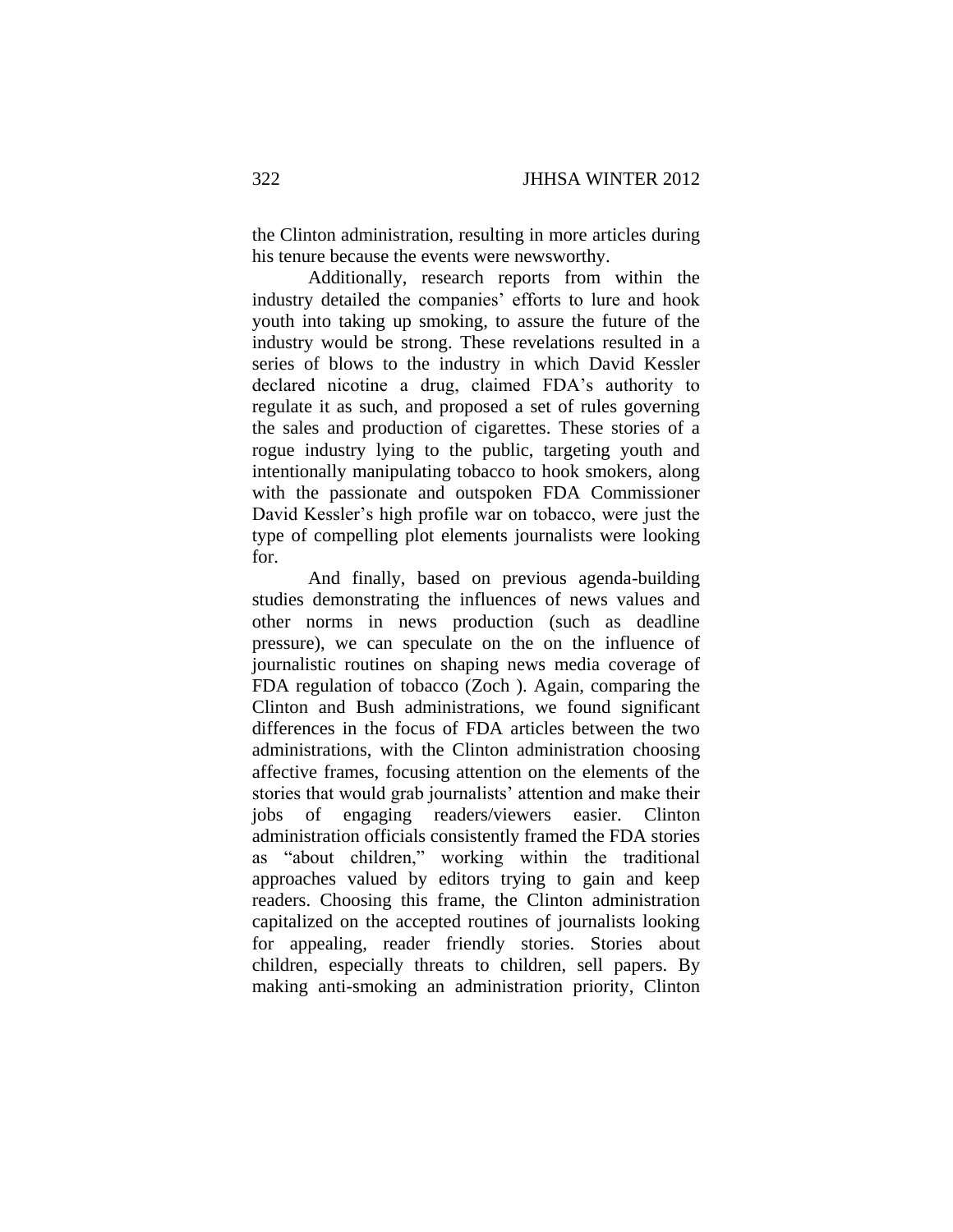the Clinton administration, resulting in more articles during his tenure because the events were newsworthy.

Additionally, research reports from within the industry detailed the companies' efforts to lure and hook youth into taking up smoking, to assure the future of the industry would be strong. These revelations resulted in a series of blows to the industry in which David Kessler declared nicotine a drug, claimed FDA's authority to regulate it as such, and proposed a set of rules governing the sales and production of cigarettes. These stories of a rogue industry lying to the public, targeting youth and intentionally manipulating tobacco to hook smokers, along with the passionate and outspoken FDA Commissioner David Kessler's high profile war on tobacco, were just the type of compelling plot elements journalists were looking for.

And finally, based on previous agenda-building studies demonstrating the influences of news values and other norms in news production (such as deadline pressure), we can speculate on the on the influence of journalistic routines on shaping news media coverage of FDA regulation of tobacco (Zoch ). Again, comparing the Clinton and Bush administrations, we found significant differences in the focus of FDA articles between the two administrations, with the Clinton administration choosing affective frames, focusing attention on the elements of the stories that would grab journalists' attention and make their jobs of engaging readers/viewers easier. Clinton administration officials consistently framed the FDA stories as "about children," working within the traditional approaches valued by editors trying to gain and keep readers. Choosing this frame, the Clinton administration capitalized on the accepted routines of journalists looking for appealing, reader friendly stories. Stories about children, especially threats to children, sell papers. By making anti-smoking an administration priority, Clinton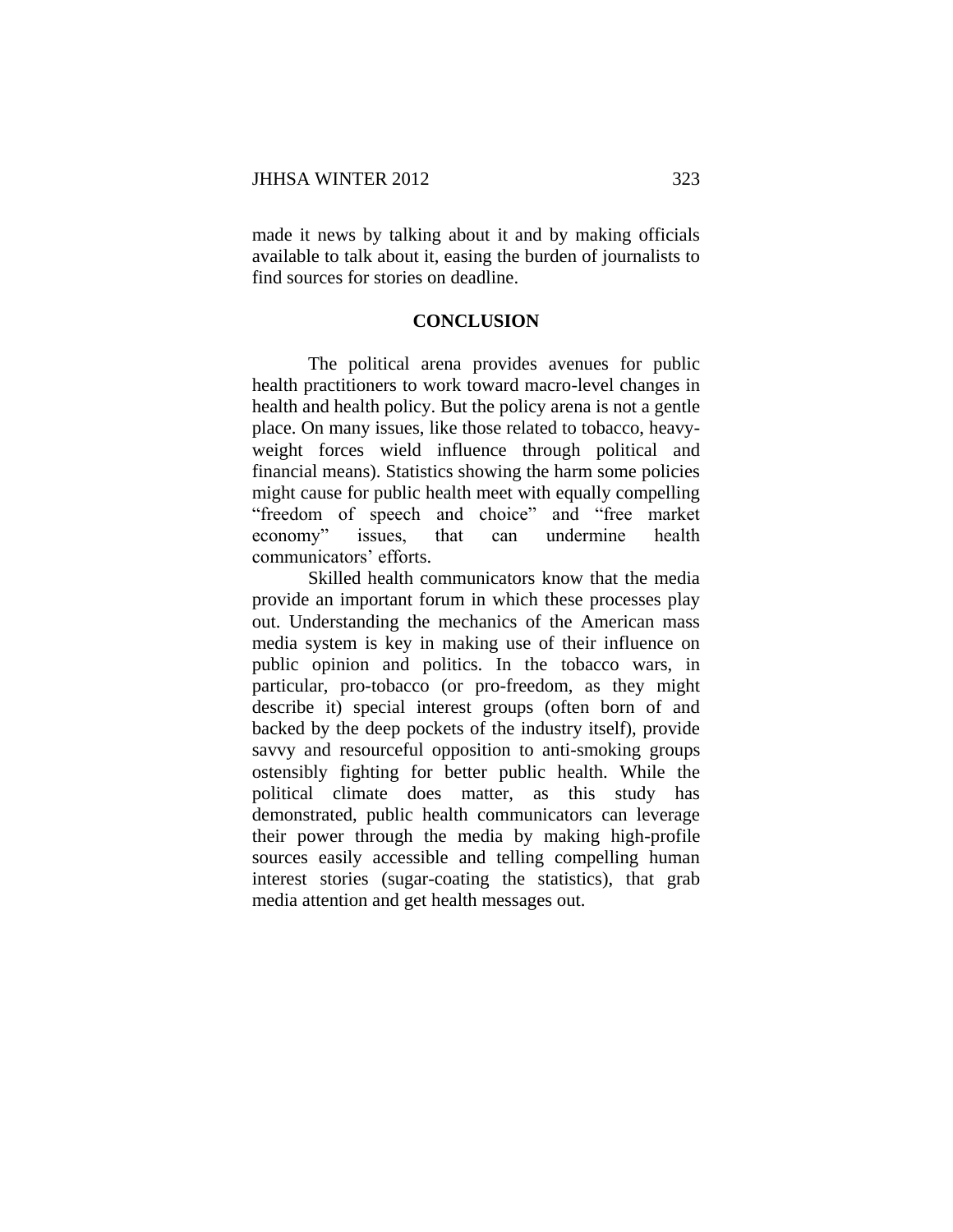made it news by talking about it and by making officials available to talk about it, easing the burden of journalists to find sources for stories on deadline.

## CONCLUSION

The political arena provides avenues for public health practitioners to work toward macro-level changes in health and health policy. But the policy arena is not a gentle place. On many issues, like those related to tobacco, heavy-weight forces wield influence through political and financial means). Statistics showing the harm some policies might cause for public health meet with equally compelling "freedom of speech and choice" and "free market economy" issues, that can undermine health communicators' efforts.

Skilled health communicators know that the media provide an important forum in which these processes play out. Understanding the mechanics of the American mass media system is key in making use of their influence on public opinion and politics. In the tobacco wars, in particular, pro-tobacco (or pro-freedom, as they might describe it) special interest groups (often born of and backed by the deep pockets of the industry itself), provide savvy and resourceful opposition to anti-smoking groups ostensibly fighting for better public health. While the political climate does matter, as this study has demonstrated, public health communicators can leverage their power through the media by making high-profile sources easily accessible and telling compelling human interest stories (sugar-coating the statistics), that grab media attention and get health messages out.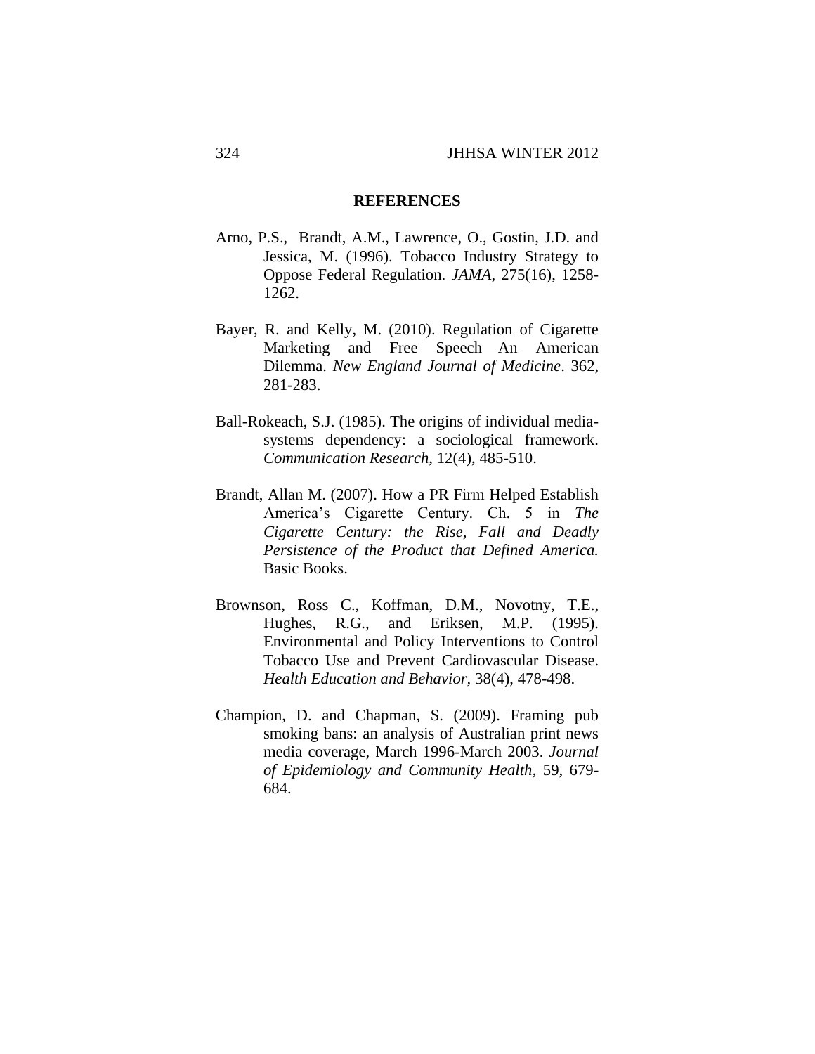## REFERENCES

Arno, P.S., Brandt, A.M., Lawrence, O., Gostin, J.D. and Jessica, M. (1996). Tobacco Industry Strategy to Oppose Federal Regulation. *JAMA*, 275(16), 1258-1262.

Bayer, R. and Kelly, M. (2010). Regulation of Cigarette Marketing and Free Speech—An American Dilemma. *New England Journal of Medicine*. 362, 281-283.

Ball-Rokeach, S.J. (1985). The origins of individual media-systems dependency: a sociological framework. *Communication Research*, 12(4), 485-510.

Brandt, Allan M. (2007). How a PR Firm Helped Establish America's Cigarette Century. Ch. 5 in *The Cigarette Century: the Rise, Fall and Deadly Persistence of the Product that Defined America.* Basic Books.

Brownson, Ross C., Koffman, D.M., Novotny, T.E., Hughes, R.G., and Eriksen, M.P. (1995). Environmental and Policy Interventions to Control Tobacco Use and Prevent Cardiovascular Disease. *Health Education and Behavior*, 38(4), 478-498.

Champion, D. and Chapman, S. (2009). Framing pub smoking bans: an analysis of Australian print news media coverage, March 1996-March 2003. *Journal of Epidemiology and Community Health*, 59, 679-684.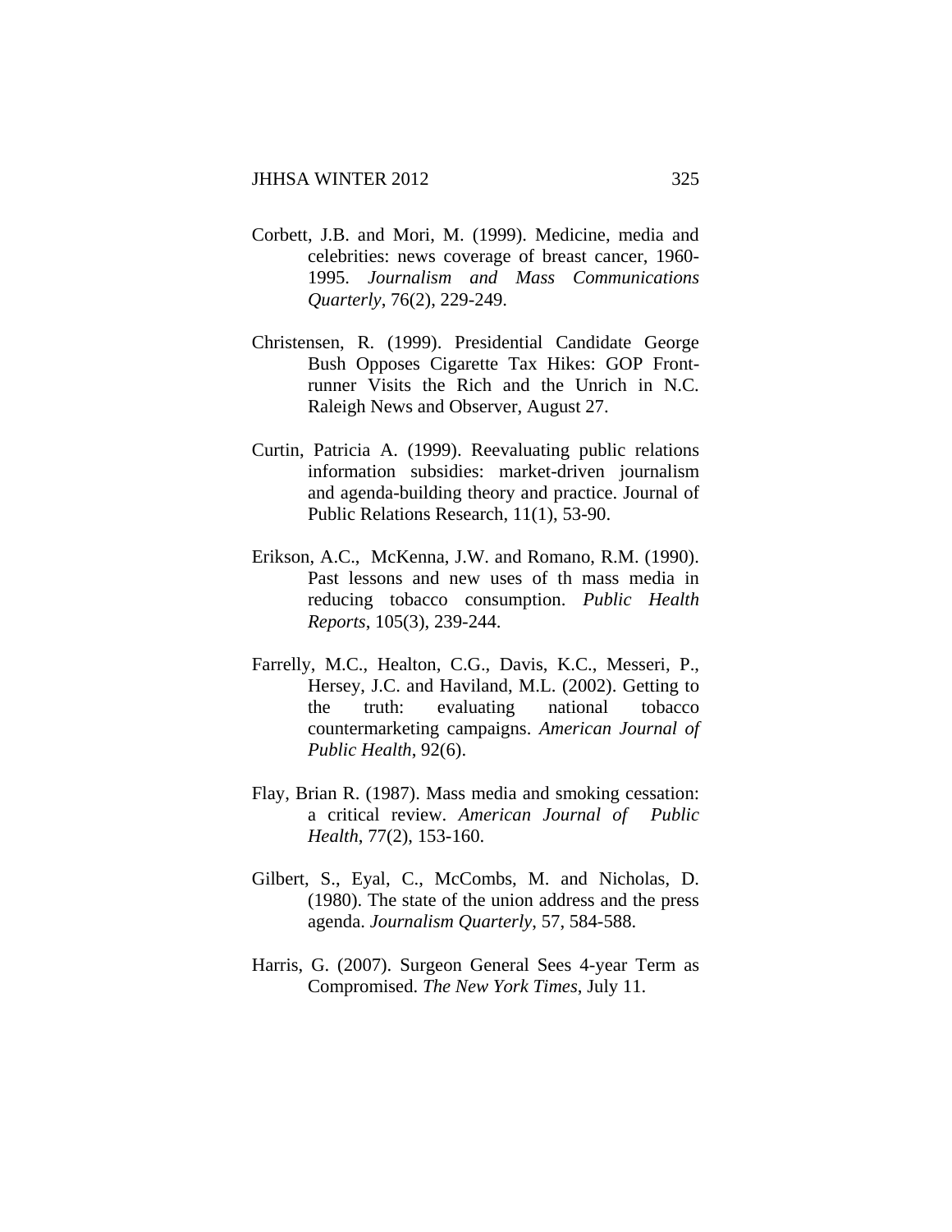Corbett, J.B. and Mori, M. (1999). Medicine, media and celebrities: news coverage of breast cancer, 1960-1995. *Journalism and Mass Communications Quarterly*, 76(2), 229-249.

Christensen, R. (1999). Presidential Candidate George Bush Opposes Cigarette Tax Hikes: GOP Front-runner Visits the Rich and the Unrich in N.C. Raleigh News and Observer, August 27.

Curtin, Patricia A. (1999). Reevaluating public relations information subsidies: market-driven journalism and agenda-building theory and practice. Journal of Public Relations Research, 11(1), 53-90.

Erikson, A.C., McKenna, J.W. and Romano, R.M. (1990). Past lessons and new uses of th mass media in reducing tobacco consumption. *Public Health Reports*, 105(3), 239-244.

Farrelly, M.C., Healton, C.G., Davis, K.C., Messeri, P., Hersey, J.C. and Haviland, M.L. (2002). Getting to the truth: evaluating national tobacco countermarketing campaigns. *American Journal of Public Health*, 92(6).

Flay, Brian R. (1987). Mass media and smoking cessation: a critical review. *American Journal of Public Health*, 77(2), 153-160.

Gilbert, S., Eyal, C., McCombs, M. and Nicholas, D. (1980). The state of the union address and the press agenda. *Journalism Quarterly*, 57, 584-588.

Harris, G. (2007). Surgeon General Sees 4-year Term as Compromised. *The New York Times*, July 11.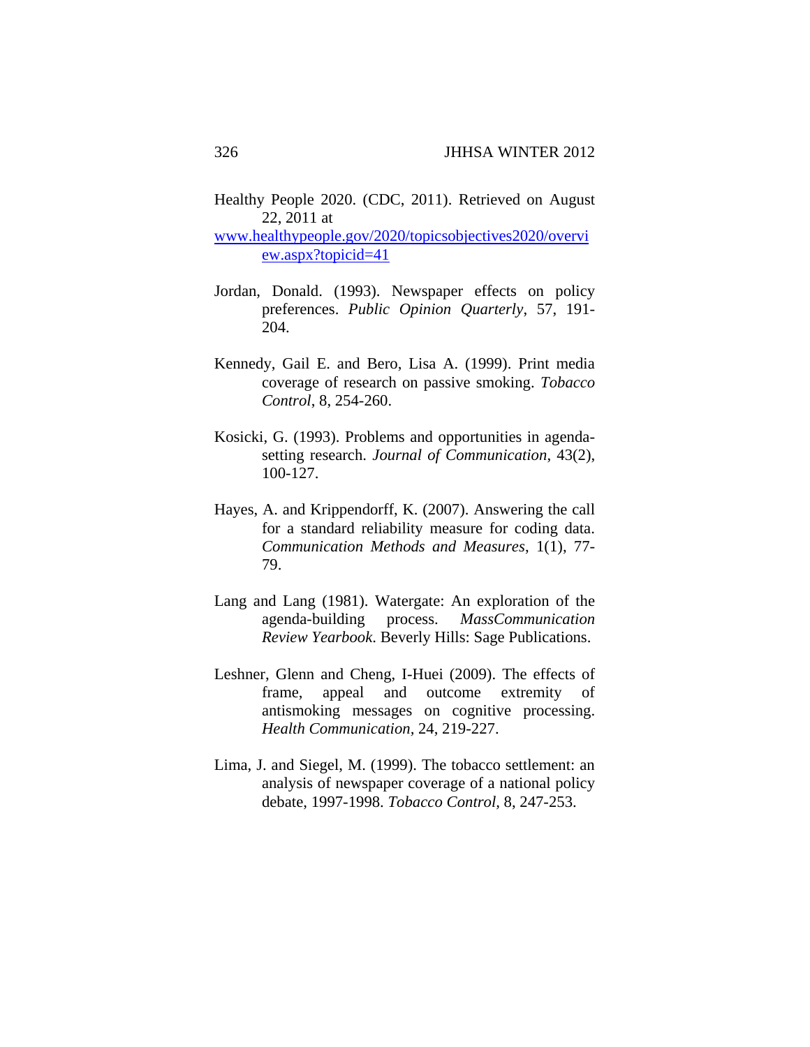Healthy People 2020. (CDC, 2011). Retrieved on August 22, 2011 at www.healthypeople.gov/2020/topicsobjectives2020/overview.aspx?topicid=41

Jordan, Donald. (1993). Newspaper effects on policy preferences. *Public Opinion Quarterly*, 57, 191-204.

Kennedy, Gail E. and Bero, Lisa A. (1999). Print media coverage of research on passive smoking. *Tobacco Control*, 8, 254-260.

Kosicki, G. (1993). Problems and opportunities in agenda-setting research. *Journal of Communication*, 43(2), 100-127.

Hayes, A. and Krippendorff, K. (2007). Answering the call for a standard reliability measure for coding data. *Communication Methods and Measures*, 1(1), 77-79.

Lang and Lang (1981). Watergate: An exploration of the agenda-building process. *MassCommunication Review Yearbook.* Beverly Hills: Sage Publications.

Leshner, Glenn and Cheng, I-Huei (2009). The effects of frame, appeal and outcome extremity of antismoking messages on cognitive processing. *Health Communication*, 24, 219-227.

Lima, J. and Siegel, M. (1999). The tobacco settlement: an analysis of newspaper coverage of a national policy debate, 1997-1998. *Tobacco Control*, 8, 247-253.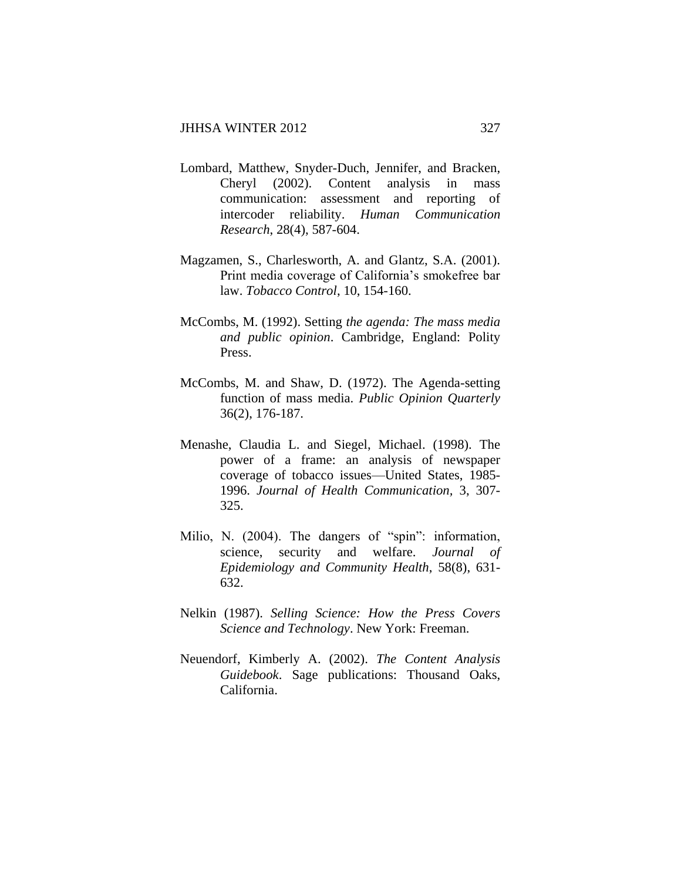Lombard, Matthew, Snyder-Duch, Jennifer, and Bracken, Cheryl (2002). Content analysis in mass communication: assessment and reporting of intercoder reliability. *Human Communication Research*, 28(4), 587-604.

Magzamen, S., Charlesworth, A. and Glantz, S.A. (2001). Print media coverage of California's smokefree bar law. *Tobacco Control*, 10, 154-160.

McCombs, M. (1992). Setting *the agenda: The mass media and public opinion*. Cambridge, England: Polity Press.

McCombs, M. and Shaw, D. (1972). The Agenda-setting function of mass media. *Public Opinion Quarterly* 36(2), 176-187.

Menashe, Claudia L. and Siegel, Michael. (1998). The power of a frame: an analysis of newspaper coverage of tobacco issues—United States, 1985-1996. *Journal of Health Communication*, 3, 307-325.

Milio, N. (2004). The dangers of "spin": information, science, security and welfare. *Journal of Epidemiology and Community Health*, 58(8), 631-632.

Nelkin (1987). *Selling Science: How the Press Covers Science and Technology*. New York: Freeman.

Neuendorf, Kimberly A. (2002). *The Content Analysis Guidebook*. Sage publications: Thousand Oaks, California.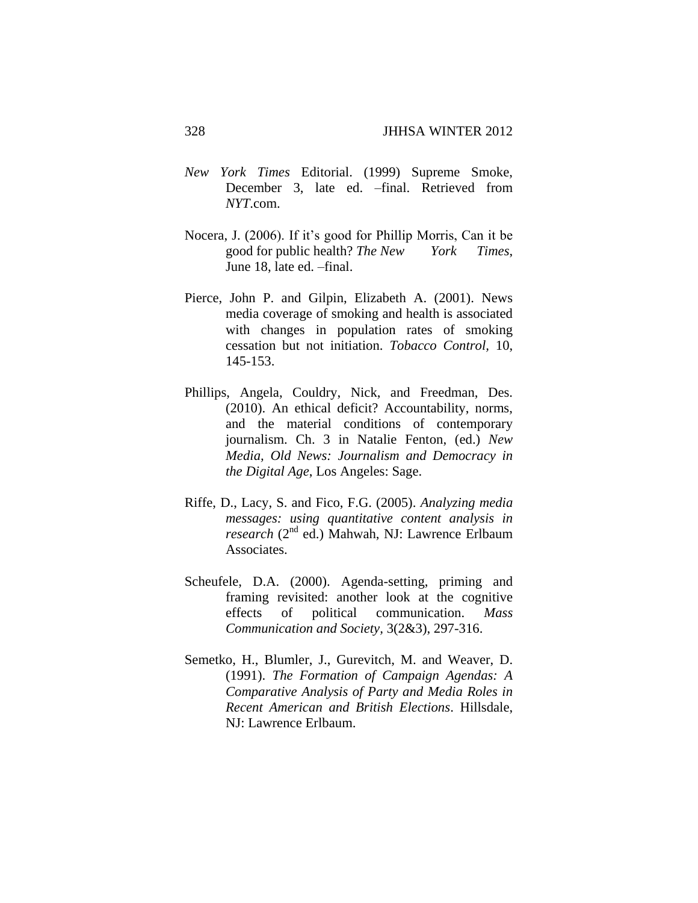*New York Times* Editorial. (1999) Supreme Smoke, December 3, late ed. –final. Retrieved from *NYT*.com.

Nocera, J. (2006). If it's good for Phillip Morris, Can it be good for public health? *The New York Times*, June 18, late ed. –final.

Pierce, John P. and Gilpin, Elizabeth A. (2001). News media coverage of smoking and health is associated with changes in population rates of smoking cessation but not initiation. *Tobacco Control,* 10, 145-153.

Phillips, Angela, Couldry, Nick, and Freedman, Des. (2010). An ethical deficit? Accountability, norms, and the material conditions of contemporary journalism. Ch. 3 in Natalie Fenton, (ed.) *New Media, Old News: Journalism and Democracy in the Digital Age*, Los Angeles: Sage.

Riffe, D., Lacy, S. and Fico, F.G. (2005). *Analyzing media messages: using quantitative content analysis in research* (2nd ed.) Mahwah, NJ: Lawrence Erlbaum Associates.

Scheufele, D.A. (2000). Agenda-setting, priming and framing revisited: another look at the cognitive effects of political communication. *Mass Communication and Society,* 3(2&3), 297-316.

Semetko, H., Blumler, J., Gurevitch, M. and Weaver, D. (1991). *The Formation of Campaign Agendas: A Comparative Analysis of Party and Media Roles in Recent American and British Elections*. Hillsdale, NJ: Lawrence Erlbaum.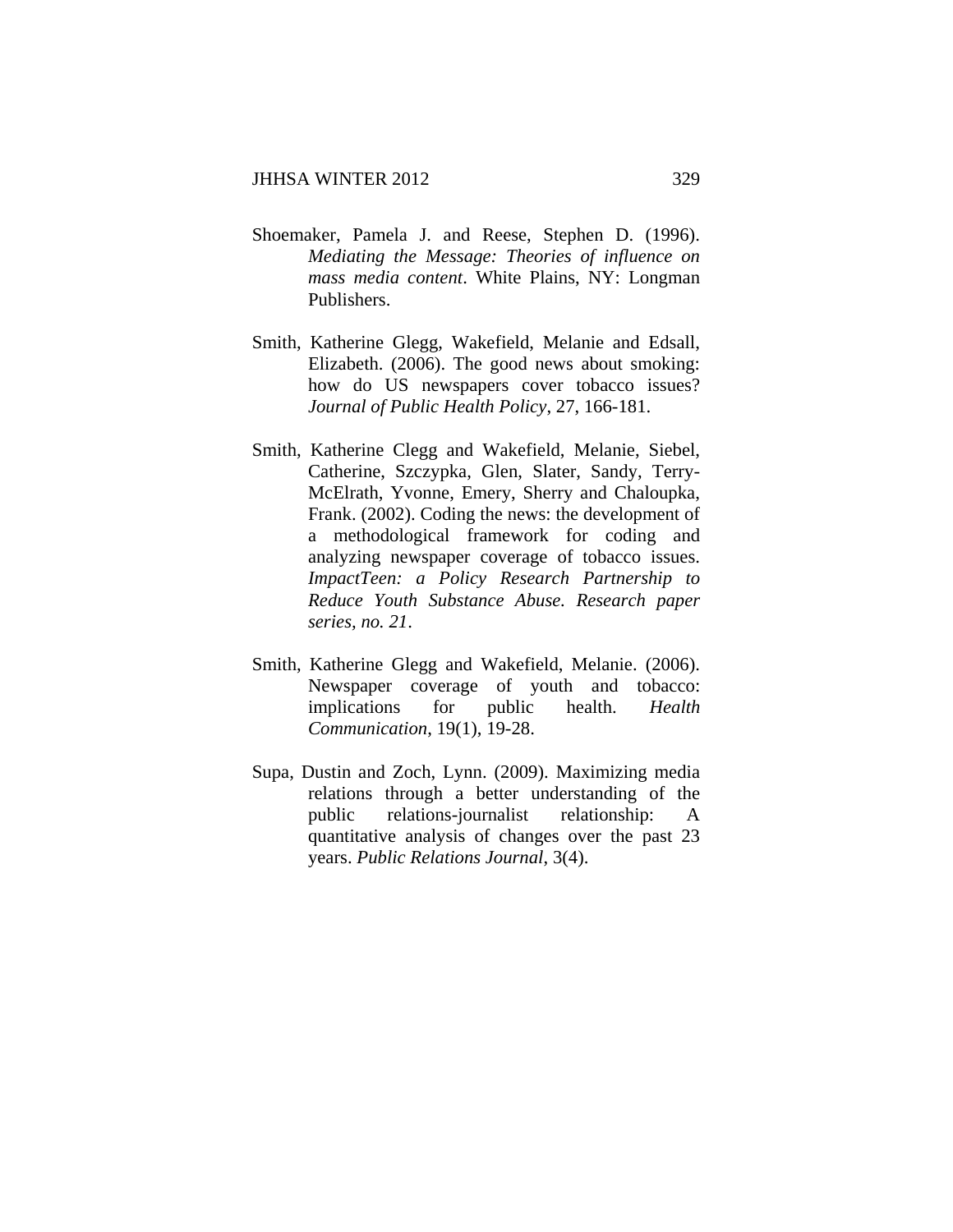Shoemaker, Pamela J. and Reese, Stephen D. (1996). *Mediating the Message: Theories of influence on mass media content*. White Plains, NY: Longman Publishers.

Smith, Katherine Glegg, Wakefield, Melanie and Edsall, Elizabeth. (2006). The good news about smoking: how do US newspapers cover tobacco issues? *Journal of Public Health Policy*, 27, 166-181.

Smith, Katherine Clegg and Wakefield, Melanie, Siebel, Catherine, Szczypka, Glen, Slater, Sandy, Terry-McElrath, Yvonne, Emery, Sherry and Chaloupka, Frank. (2002). Coding the news: the development of a methodological framework for coding and analyzing newspaper coverage of tobacco issues. *ImpactTeen: a Policy Research Partnership to Reduce Youth Substance Abuse. Research paper series, no. 21*.

Smith, Katherine Glegg and Wakefield, Melanie. (2006). Newspaper coverage of youth and tobacco: implications for public health. *Health Communication*, 19(1), 19-28.

Supa, Dustin and Zoch, Lynn. (2009). Maximizing media relations through a better understanding of the public relations-journalist relationship: A quantitative analysis of changes over the past 23 years. *Public Relations Journal*, 3(4).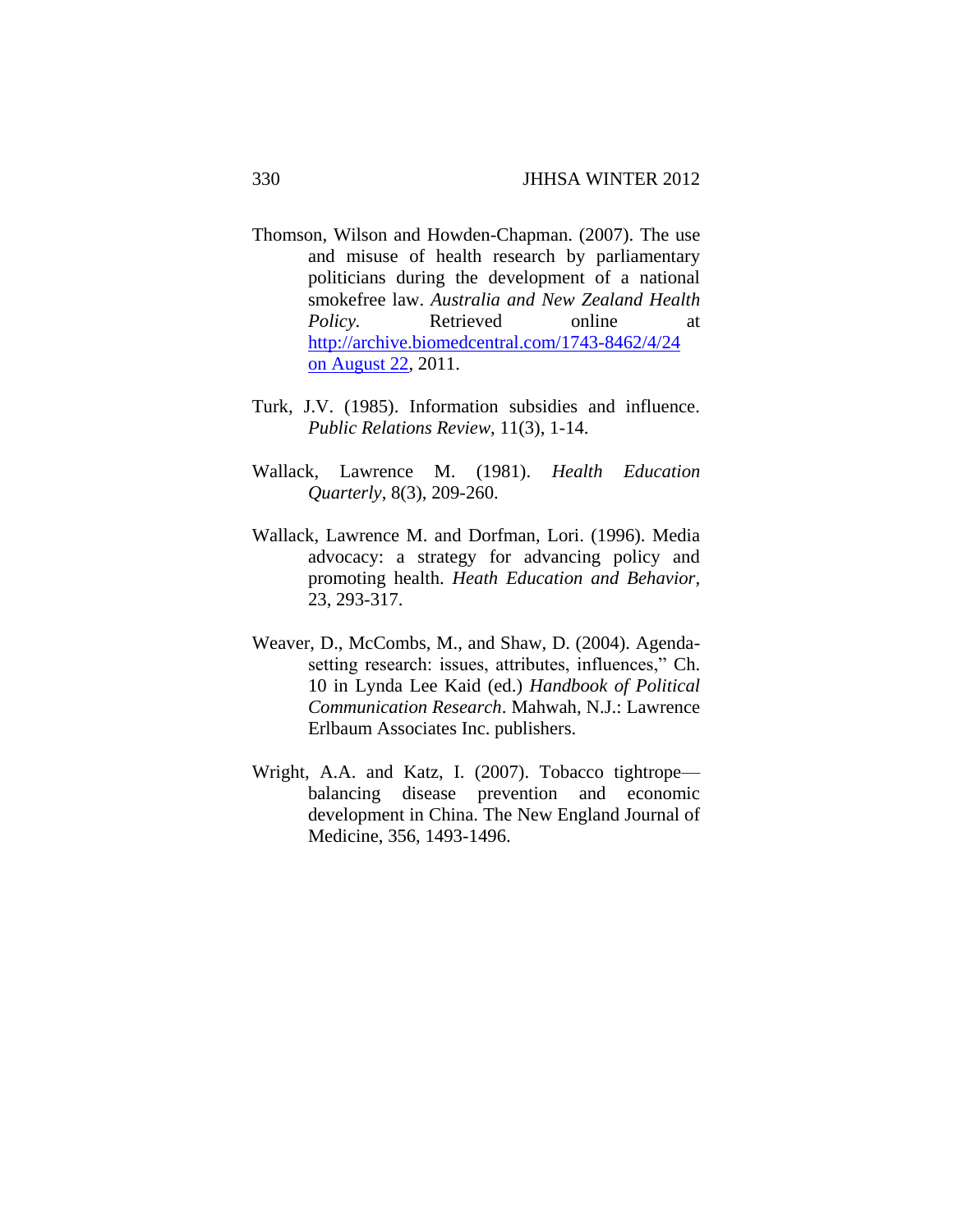Thomson, Wilson and Howden-Chapman. (2007). The use and misuse of health research by parliamentary politicians during the development of a national smokefree law. *Australia and New Zealand Health Policy.* Retrieved online at http://archive.biomedcentral.com/1743-8462/4/24 on August 22, 2011.

Turk, J.V. (1985). Information subsidies and influence. *Public Relations Review*, 11(3), 1-14.

Wallack, Lawrence M. (1981). *Health Education Quarterly*, 8(3), 209-260.

Wallack, Lawrence M. and Dorfman, Lori. (1996). Media advocacy: a strategy for advancing policy and promoting health. *Heath Education and Behavior*, 23, 293-317.

Weaver, D., McCombs, M., and Shaw, D. (2004). Agenda-setting research: issues, attributes, influences," Ch. 10 in Lynda Lee Kaid (ed.) *Handbook of Political Communication Research*. Mahwah, N.J.: Lawrence Erlbaum Associates Inc. publishers.

Wright, A.A. and Katz, I. (2007). Tobacco tightrope—balancing disease prevention and economic development in China. The New England Journal of Medicine, 356, 1493-1496.